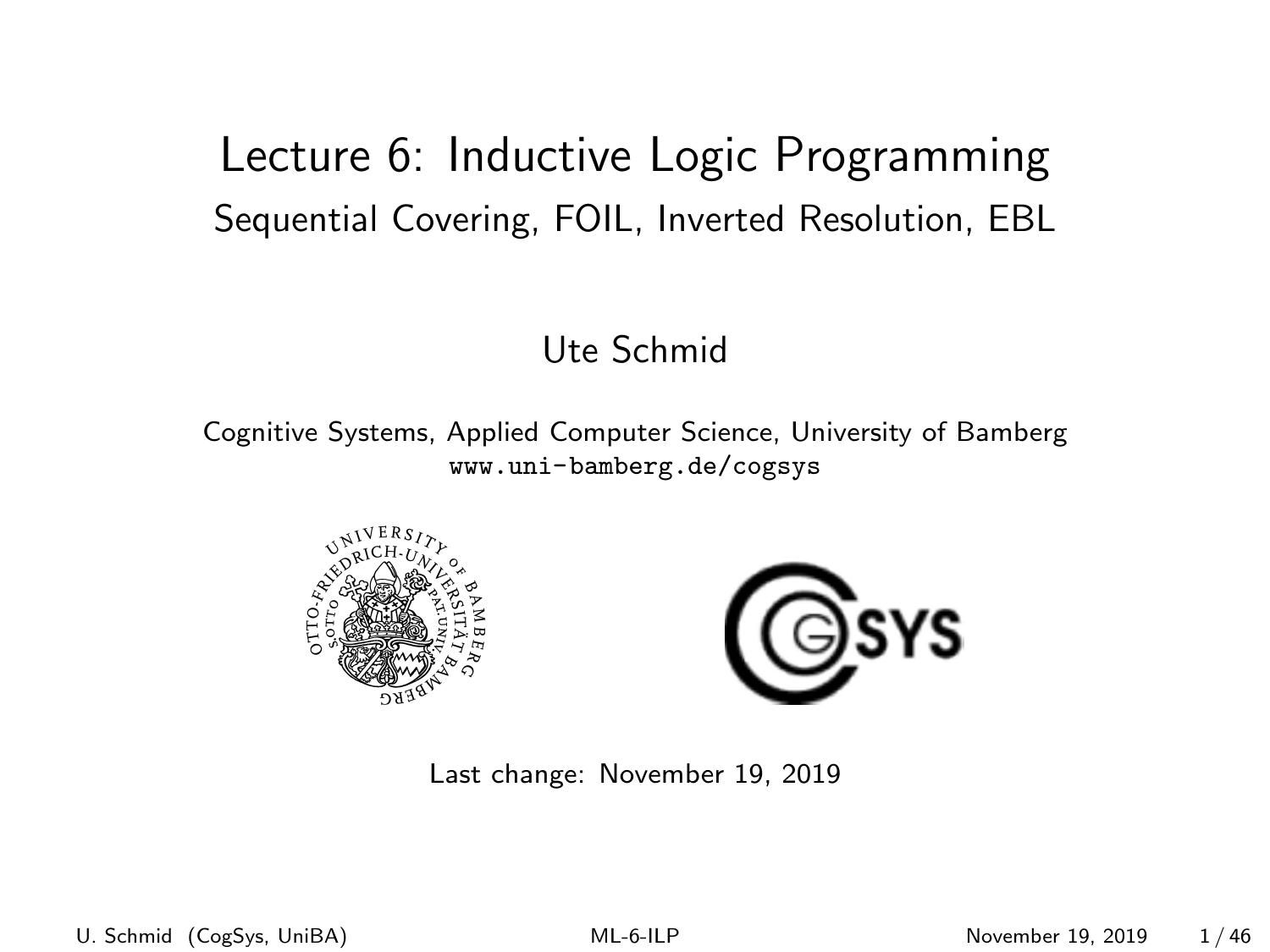# Lecture 6: Inductive Logic Programming

## Sequential Covering, FOIL, Inverted Resolution, EBL

Ute Schmid

Cognitive Systems, Applied Computer Science, University of Bamberg
www.uni-bamberg.de/cogsys

Last change: November 19, 2019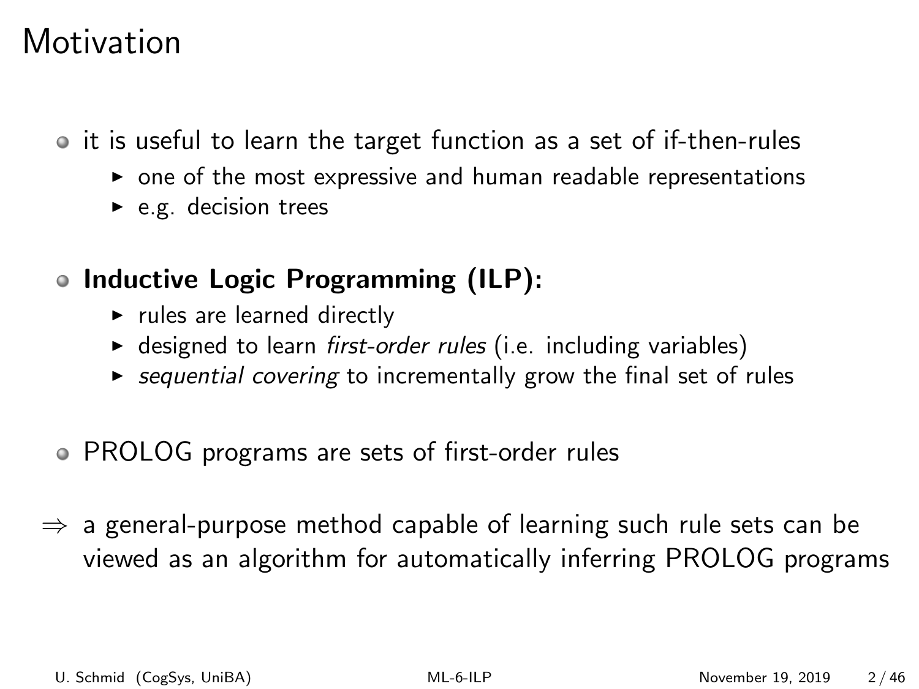# Motivation

- it is useful to learn the target function as a set of if-then-rules
  - one of the most expressive and human readable representations
  - e.g. decision trees

- **Inductive Logic Programming (ILP):**
  - rules are learned directly
  - designed to learn *first-order rules* (i.e. including variables)
  - *sequential covering* to incrementally grow the final set of rules

- PROLOG programs are sets of first-order rules

$\Rightarrow$ a general-purpose method capable of learning such rule sets can be viewed as an algorithm for automatically inferring PROLOG programs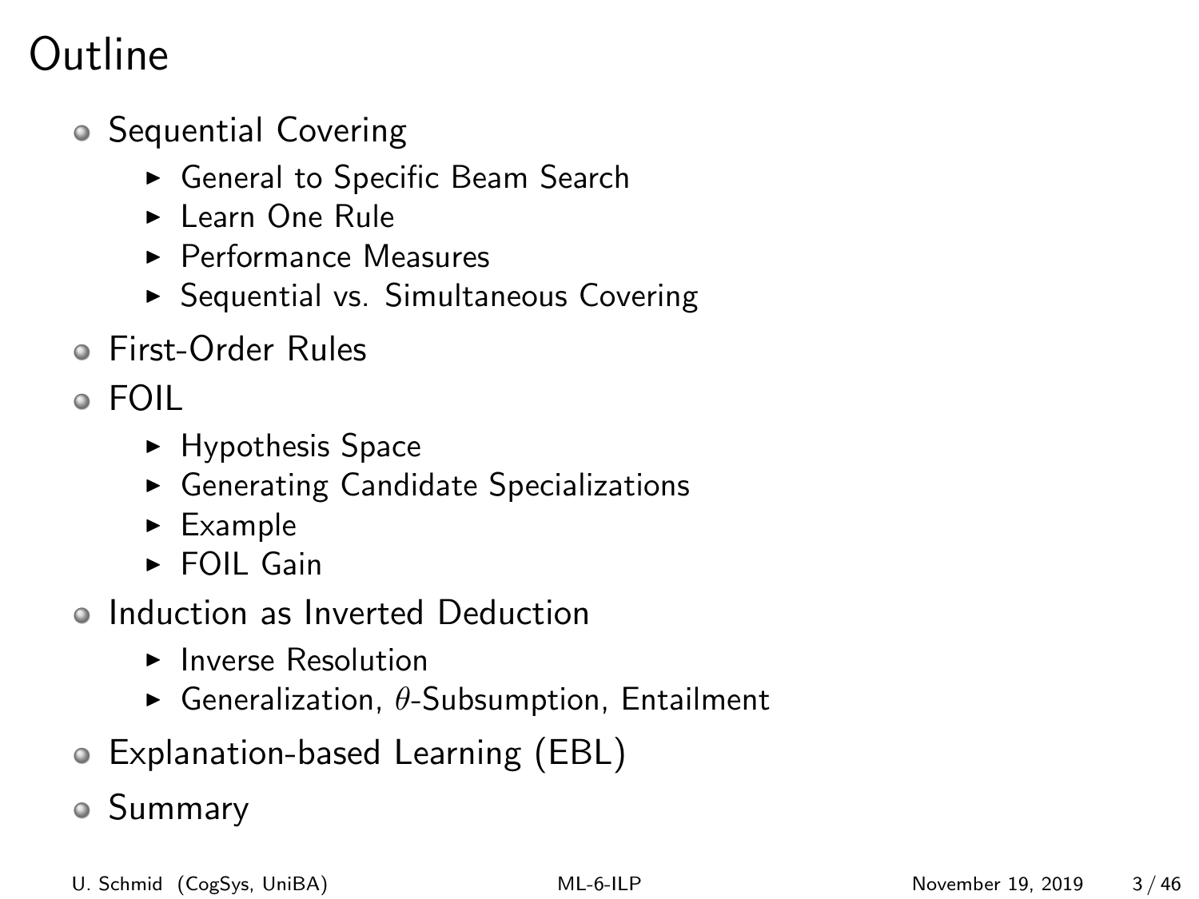# Outline

- Sequential Covering
  - General to Specific Beam Search
  - Learn One Rule
  - Performance Measures
  - Sequential vs. Simultaneous Covering
- First-Order Rules
- FOIL
  - Hypothesis Space
  - Generating Candidate Specializations
  - Example
  - FOIL Gain
- Induction as Inverted Deduction
  - Inverse Resolution
  - Generalization, $\theta$-Subsumption, Entailment
- Explanation-based Learning (EBL)
- Summary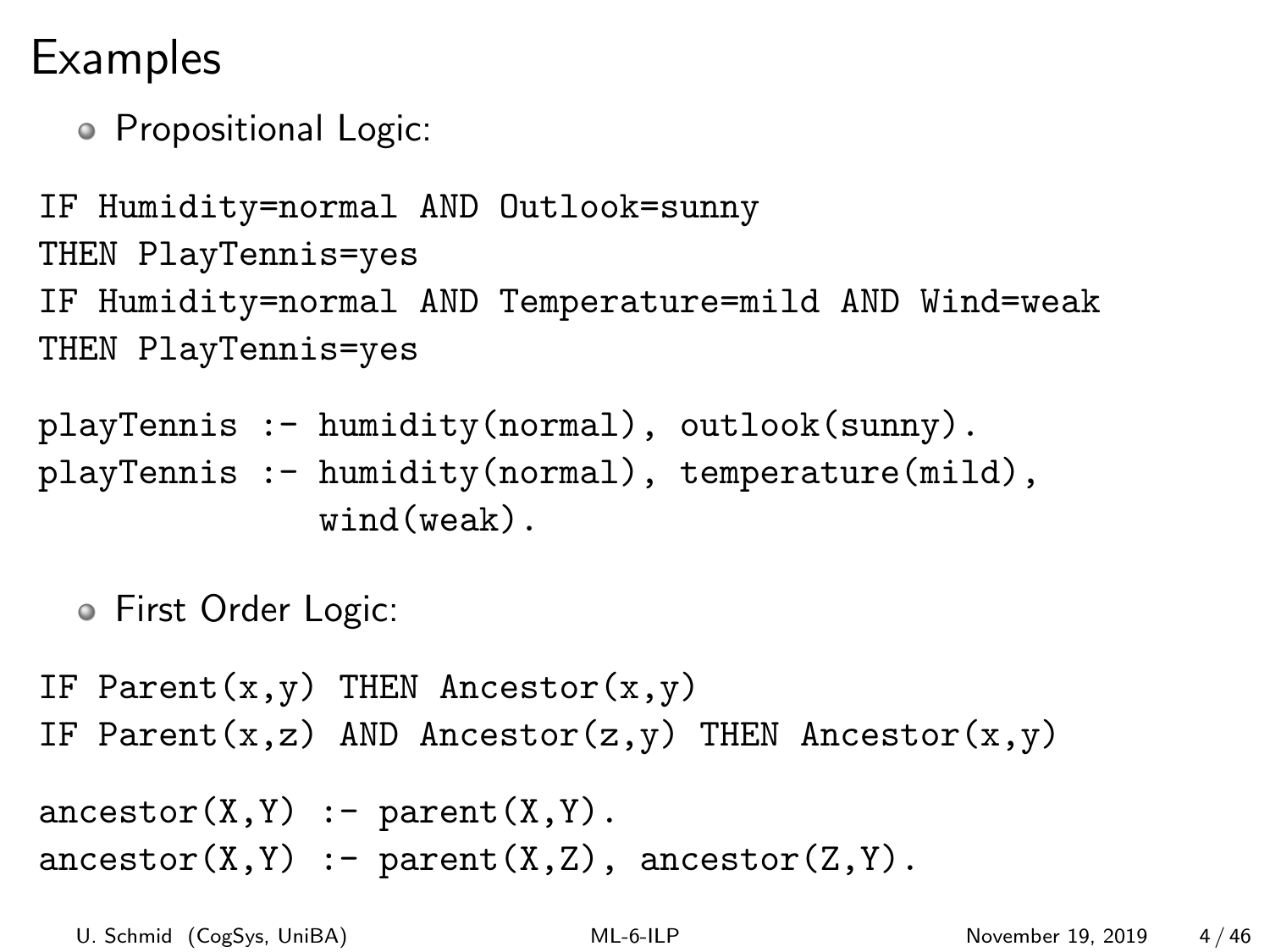# Examples

- Propositional Logic:

```
IF Humidity=normal AND Outlook=sunny
THEN PlayTennis=yes
IF Humidity=normal AND Temperature=mild AND Wind=weak
THEN PlayTennis=yes
```

```
playTennis :- humidity(normal), outlook(sunny).
playTennis :- humidity(normal), temperature(mild),
              wind(weak).
```

- First Order Logic:

```
IF Parent(x,y) THEN Ancestor(x,y)
IF Parent(x,z) AND Ancestor(z,y) THEN Ancestor(x,y)
```

```
ancestor(X,Y) :- parent(X,Y).
ancestor(X,Y) :- parent(X,Z), ancestor(Z,Y).
```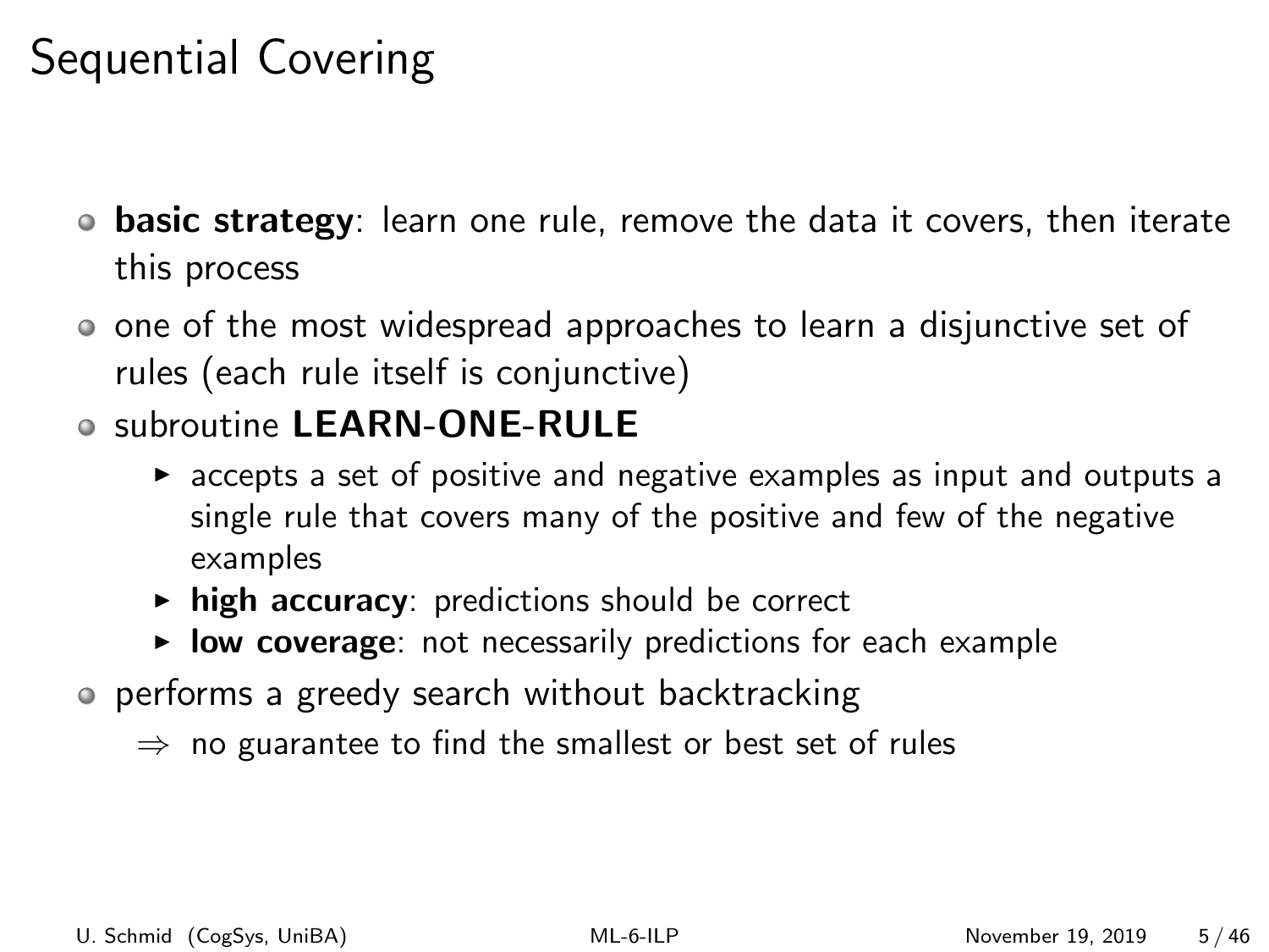# Sequential Covering

- **basic strategy**: learn one rule, remove the data it covers, then iterate this process
- one of the most widespread approaches to learn a disjunctive set of rules (each rule itself is conjunctive)
- subroutine **LEARN-ONE-RULE**
  - accepts a set of positive and negative examples as input and outputs a single rule that covers many of the positive and few of the negative examples
  - **high accuracy**: predictions should be correct
  - **low coverage**: not necessarily predictions for each example
- performs a greedy search without backtracking
  - $\Rightarrow$ no guarantee to find the smallest or best set of rules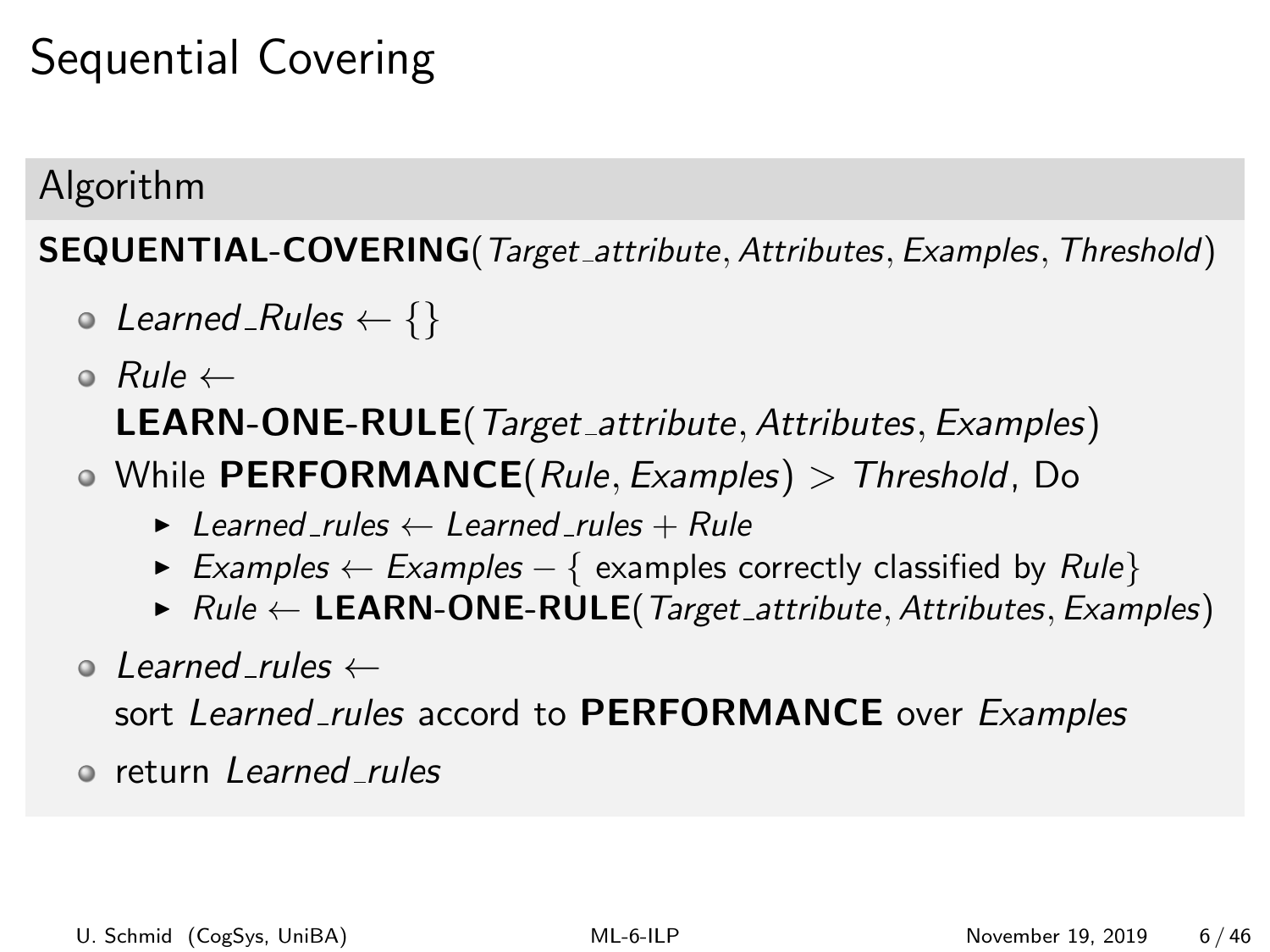# Sequential Covering

## Algorithm

**SEQUENTIAL-COVERING**(*Target_attribute*, *Attributes*, *Examples*, *Threshold*)

- *Learned_Rules* $\leftarrow \{\}$
- *Rule* $\leftarrow$ **LEARN-ONE-RULE**(*Target_attribute*, *Attributes*, *Examples*)
- While **PERFORMANCE**(*Rule*, *Examples*) $>$ *Threshold*, Do
  - *Learned_rules* $\leftarrow$ *Learned_rules* $+$ *Rule*
  - *Examples* $\leftarrow$ *Examples* $-$ { examples correctly classified by *Rule*}
  - *Rule* $\leftarrow$ **LEARN-ONE-RULE**(*Target_attribute*, *Attributes*, *Examples*)
- *Learned_rules* $\leftarrow$ sort *Learned_rules* accord to **PERFORMANCE** over *Examples*
- return *Learned_rules*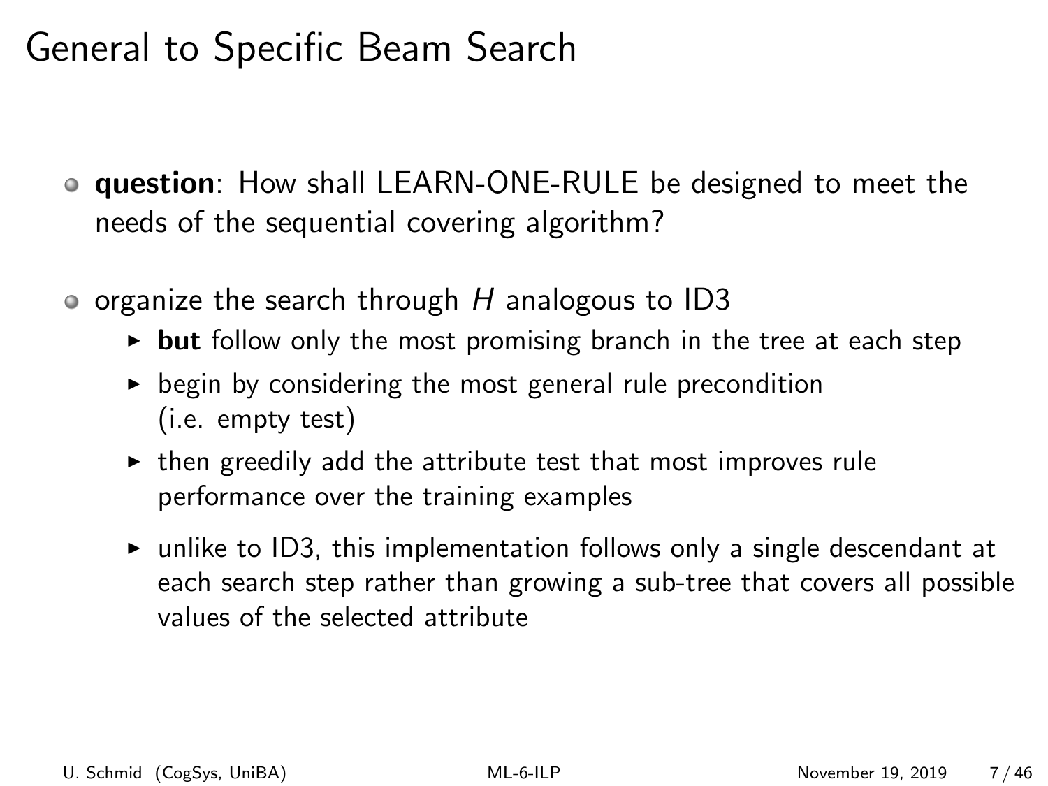# General to Specific Beam Search

- **question**: How shall LEARN-ONE-RULE be designed to meet the needs of the sequential covering algorithm?
- organize the search through $H$ analogous to ID3
  - **but** follow only the most promising branch in the tree at each step
  - begin by considering the most general rule precondition (i.e. empty test)
  - then greedily add the attribute test that most improves rule performance over the training examples
  - unlike to ID3, this implementation follows only a single descendant at each search step rather than growing a sub-tree that covers all possible values of the selected attribute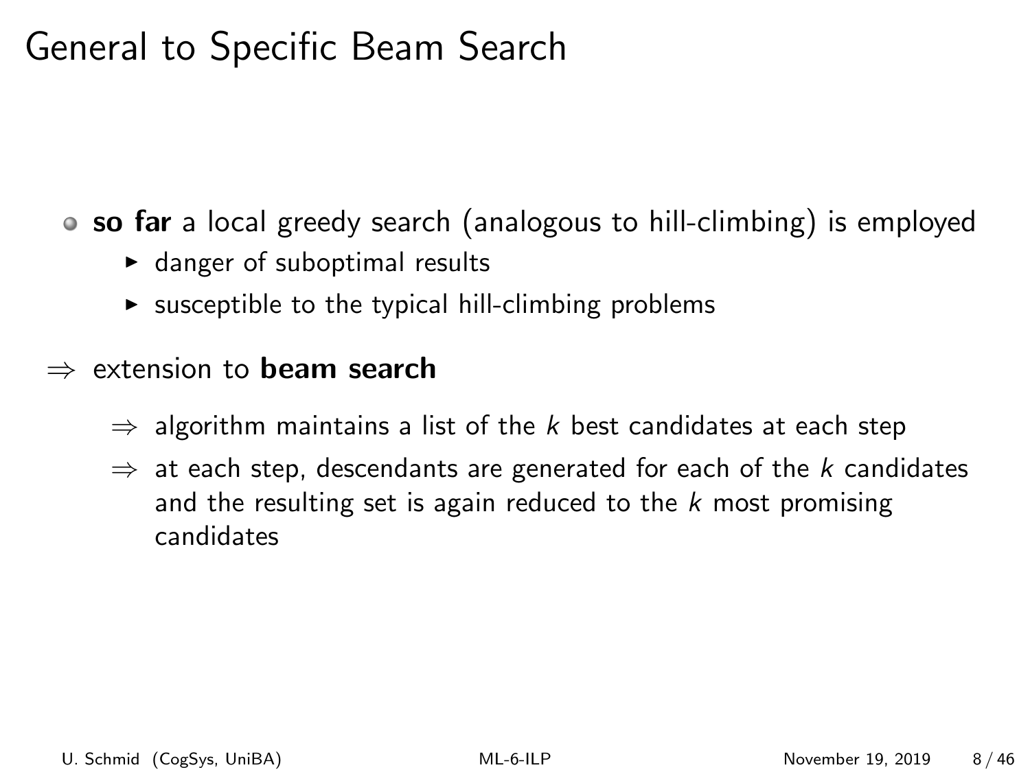# General to Specific Beam Search

- **so far** a local greedy search (analogous to hill-climbing) is employed
  - danger of suboptimal results
  - susceptible to the typical hill-climbing problems

$\Rightarrow$ extension to **beam search**

- $\Rightarrow$ algorithm maintains a list of the $k$ best candidates at each step
- $\Rightarrow$ at each step, descendants are generated for each of the $k$ candidates and the resulting set is again reduced to the $k$ most promising candidates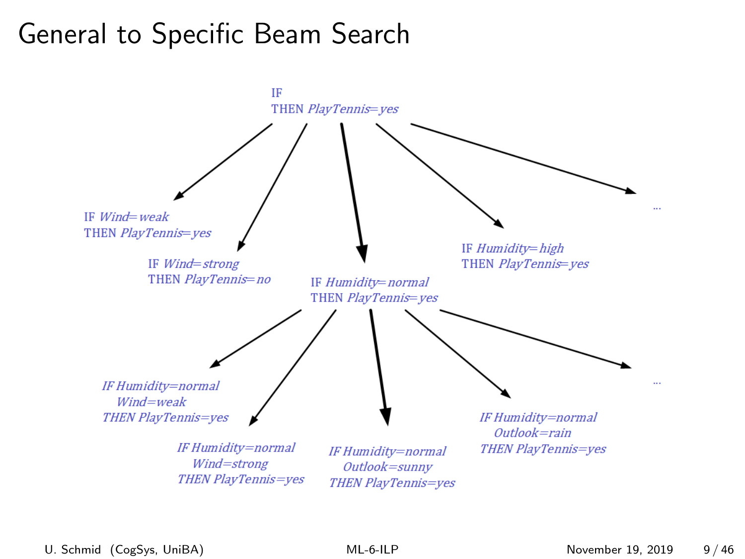# General to Specific Beam Search

IF
THEN *PlayTennis=yes*

IF *Wind=weak*
THEN *PlayTennis=yes*

IF *Wind=strong*
THEN *PlayTennis=no*

IF *Humidity=normal*
THEN *PlayTennis=yes*

IF *Humidity=high*
THEN *PlayTennis=yes*

...

*IF Humidity=normal*
*Wind=weak*
*THEN PlayTennis=yes*

*IF Humidity=normal*
*Wind=strong*
*THEN PlayTennis=yes*

*IF Humidity=normal*
*Outlook=sunny*
*THEN PlayTennis=yes*

*IF Humidity=normal*
*Outlook=rain*
*THEN PlayTennis=yes*

...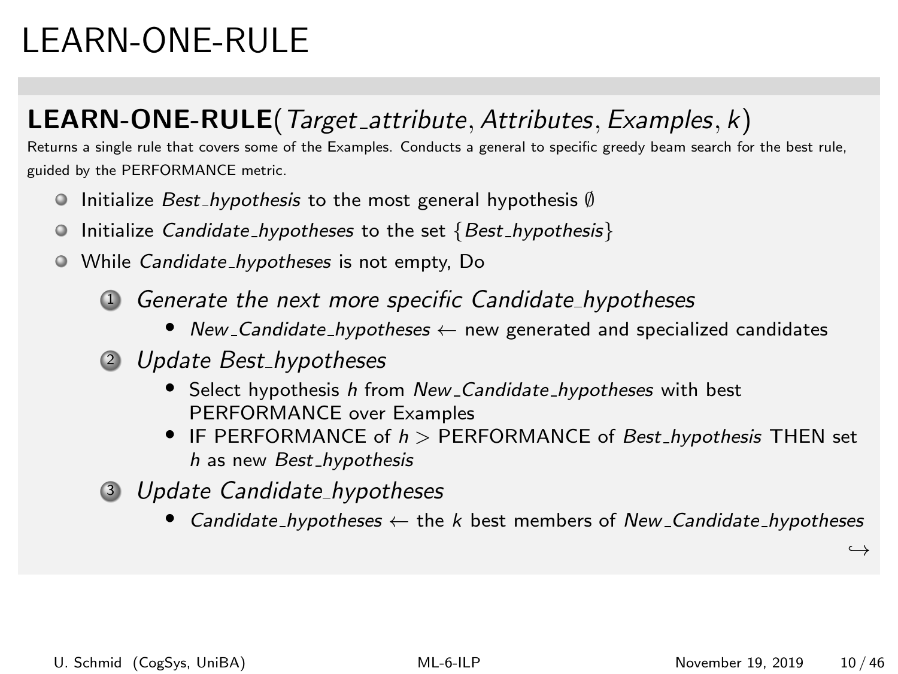# LEARN-ONE-RULE

**LEARN-ONE-RULE**(*Target_attribute*, *Attributes*, *Examples*, *k*)

Returns a single rule that covers some of the Examples. Conducts a general to specific greedy beam search for the best rule, guided by the PERFORMANCE metric.

- Initialize *Best_hypothesis* to the most general hypothesis $\emptyset$
- Initialize *Candidate_hypotheses* to the set {*Best_hypothesis*}
- While *Candidate_hypotheses* is not empty, Do
  1. *Generate the next more specific Candidate_hypotheses*
     - *New_Candidate_hypotheses* ← new generated and specialized candidates
  2. *Update Best_hypotheses*
     - Select hypothesis *h* from *New_Candidate_hypotheses* with best PERFORMANCE over Examples
     - IF PERFORMANCE of *h* > PERFORMANCE of *Best_hypothesis* THEN set *h* as new *Best_hypothesis*
  3. *Update Candidate_hypotheses*
     - *Candidate_hypotheses* ← the *k* best members of *New_Candidate_hypotheses*

↪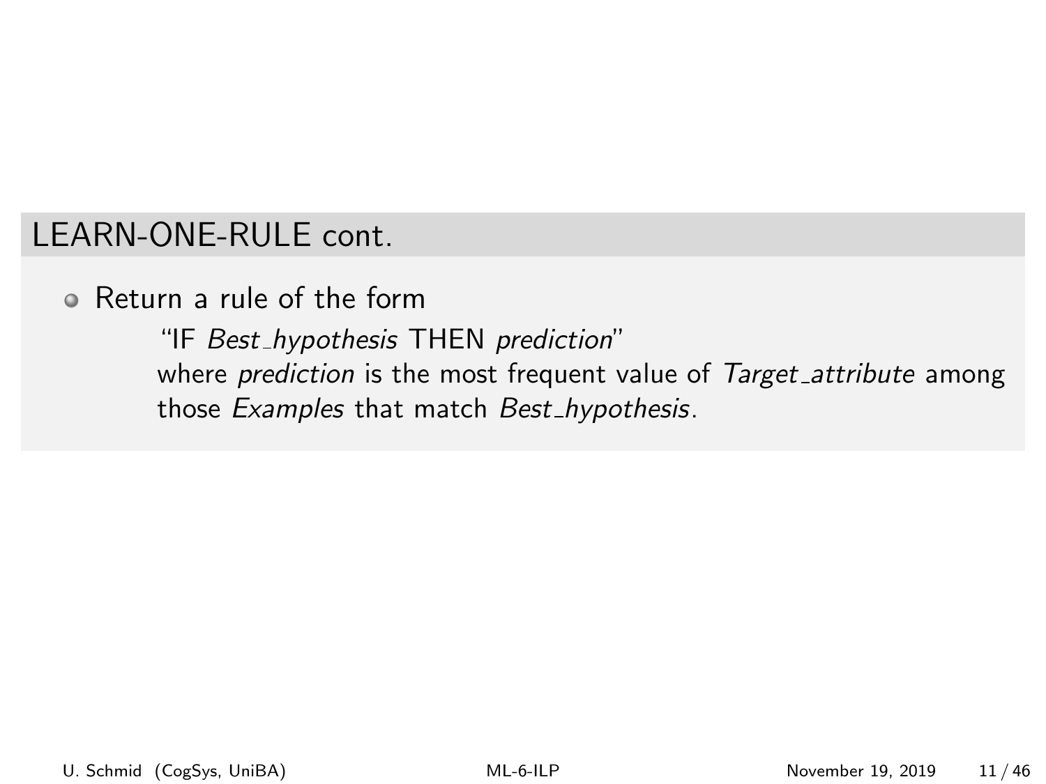## LEARN-ONE-RULE cont.

- Return a rule of the form

  "IF *Best_hypothesis* THEN *prediction*"
  where *prediction* is the most frequent value of *Target_attribute* among those *Examples* that match *Best_hypothesis*.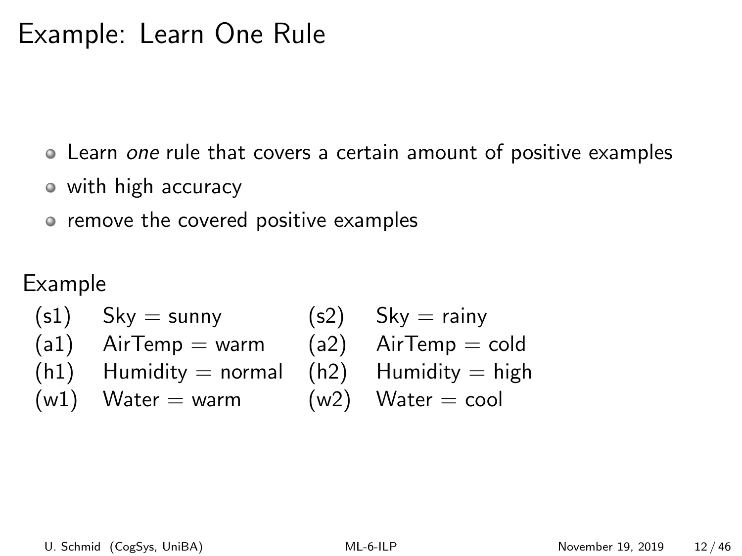# Example: Learn One Rule

- Learn *one* rule that covers a certain amount of positive examples
- with high accuracy
- remove the covered positive examples

## Example

| | | | |
|---|---|---|---|
| (s1) | Sky = sunny | (s2) | Sky = rainy |
| (a1) | AirTemp = warm | (a2) | AirTemp = cold |
| (h1) | Humidity = normal | (h2) | Humidity = high |
| (w1) | Water = warm | (w2) | Water = cool |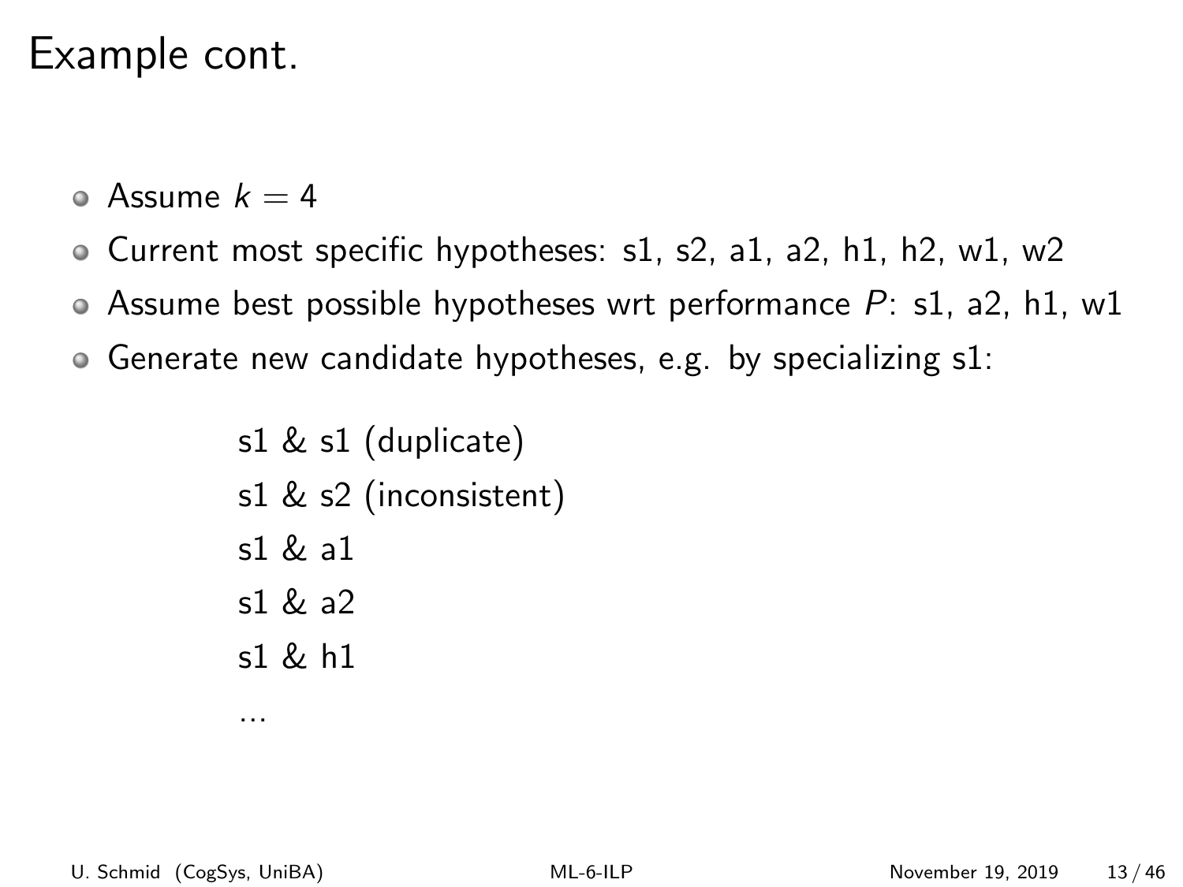# Example cont.

- Assume $k = 4$
- Current most specific hypotheses: s1, s2, a1, a2, h1, h2, w1, w2
- Assume best possible hypotheses wrt performance $P$: s1, a2, h1, w1
- Generate new candidate hypotheses, e.g. by specializing s1:

  s1 & s1 (duplicate)
  s1 & s2 (inconsistent)
  s1 & a1
  s1 & a2
  s1 & h1
  ...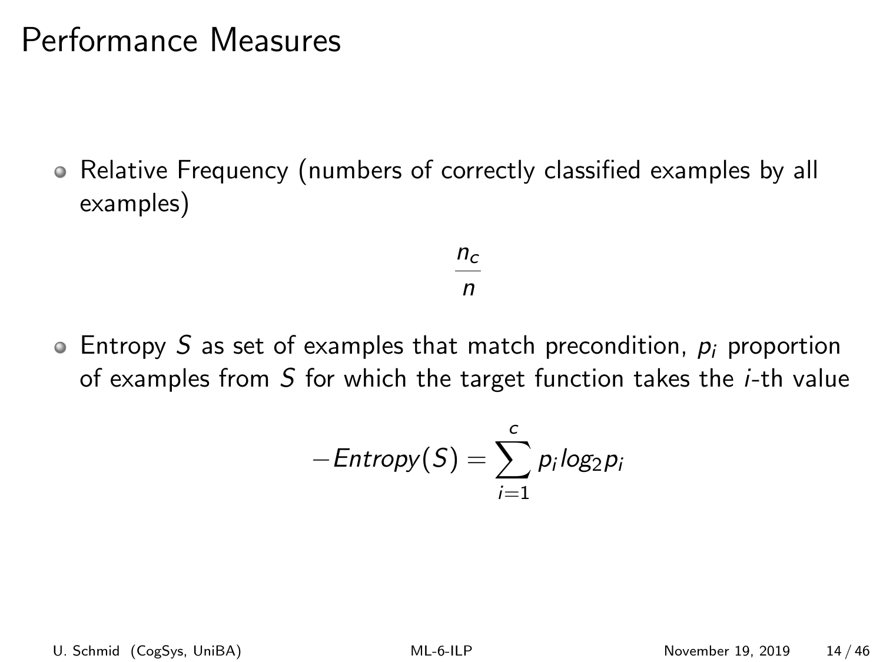# Performance Measures

- Relative Frequency (numbers of correctly classified examples by all examples)

$$\frac{n_c}{n}$$

- Entropy $S$ as set of examples that match precondition, $p_i$ proportion of examples from $S$ for which the target function takes the $i$-th value

$$-Entropy(S) = \sum_{i=1}^{c} p_i log_2 p_i$$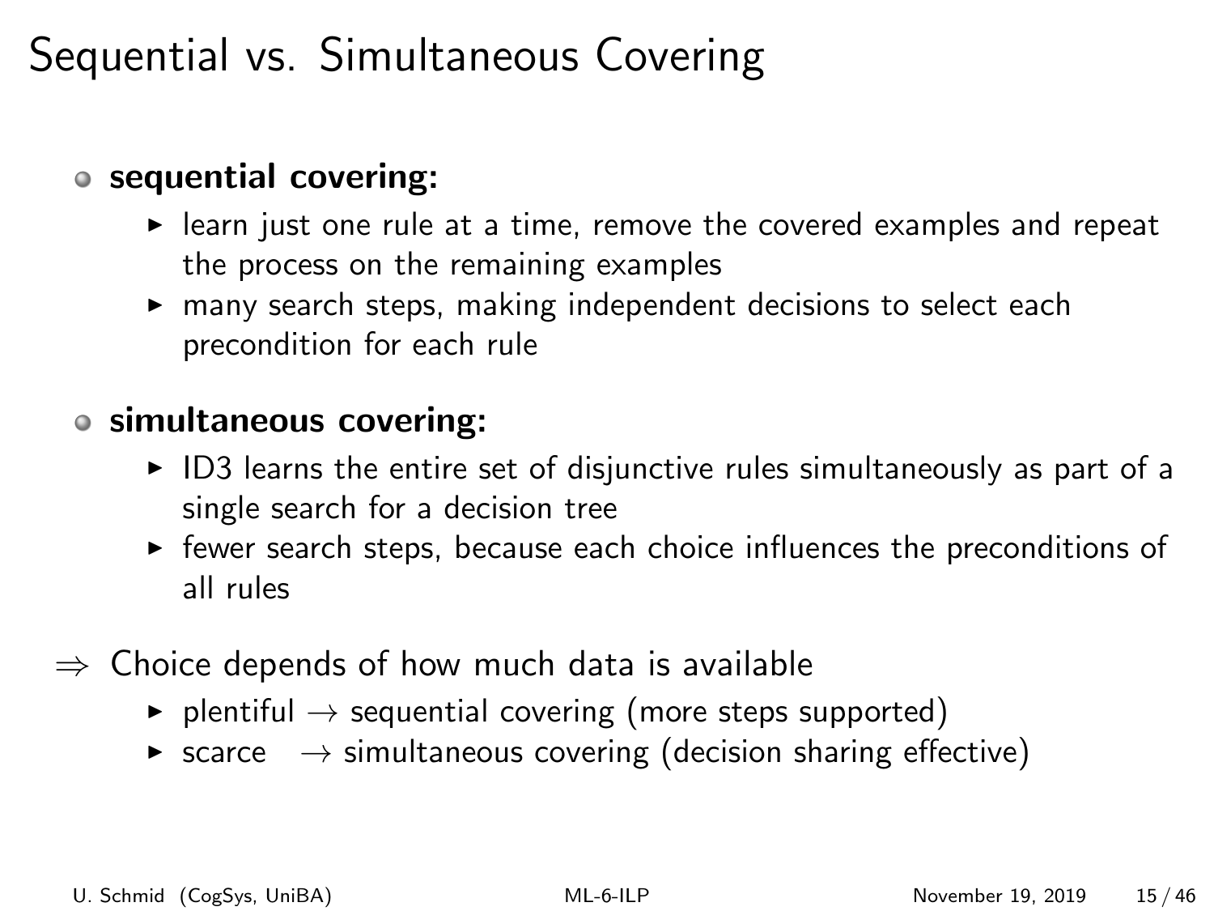# Sequential vs. Simultaneous Covering

- **sequential covering:**
  - learn just one rule at a time, remove the covered examples and repeat the process on the remaining examples
  - many search steps, making independent decisions to select each precondition for each rule
- **simultaneous covering:**
  - ID3 learns the entire set of disjunctive rules simultaneously as part of a single search for a decision tree
  - fewer search steps, because each choice influences the preconditions of all rules

$\Rightarrow$ Choice depends of how much data is available

- plentiful $\rightarrow$ sequential covering (more steps supported)
- scarce $\rightarrow$ simultaneous covering (decision sharing effective)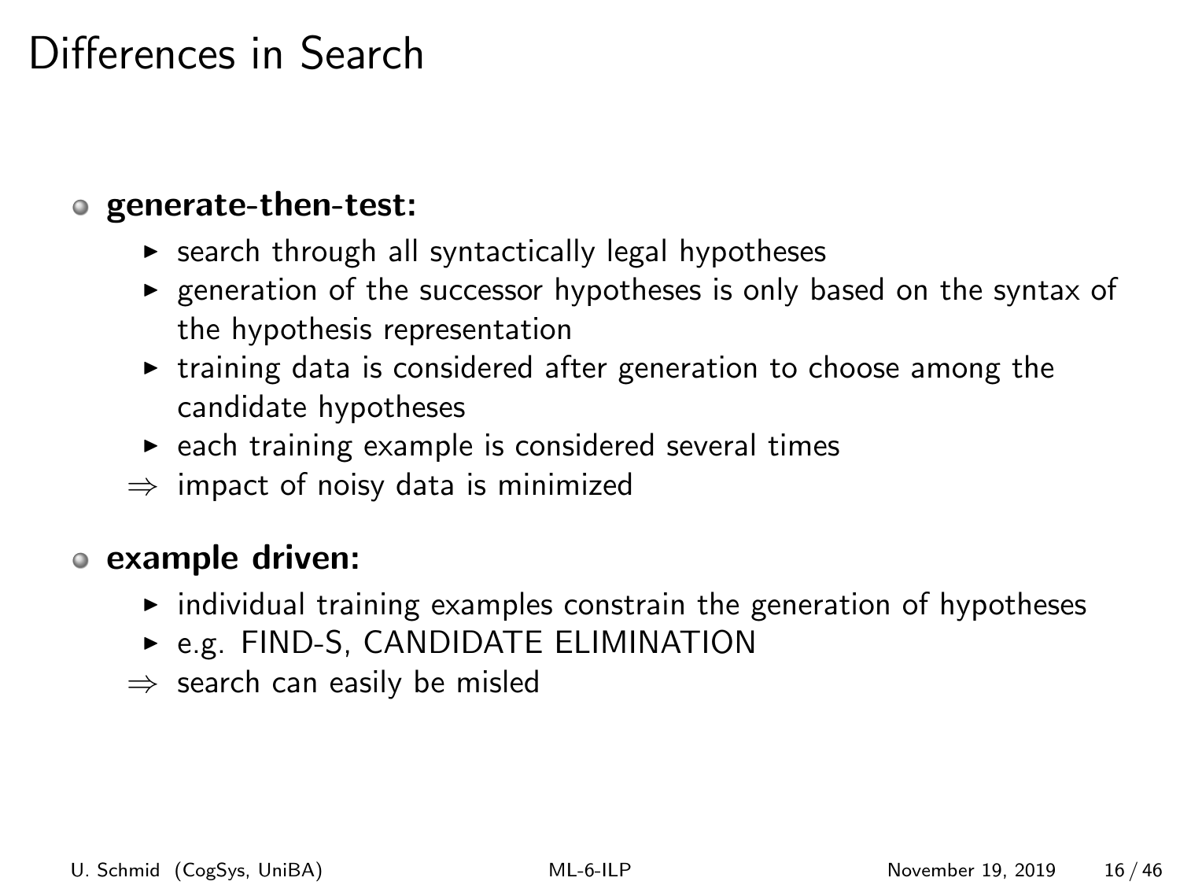# Differences in Search

- **generate-then-test:**
  - search through all syntactically legal hypotheses
  - generation of the successor hypotheses is only based on the syntax of the hypothesis representation
  - training data is considered after generation to choose among the candidate hypotheses
  - each training example is considered several times

  $\Rightarrow$ impact of noisy data is minimized

- **example driven:**
  - individual training examples constrain the generation of hypotheses
  - e.g. FIND-S, CANDIDATE ELIMINATION

  $\Rightarrow$ search can easily be misled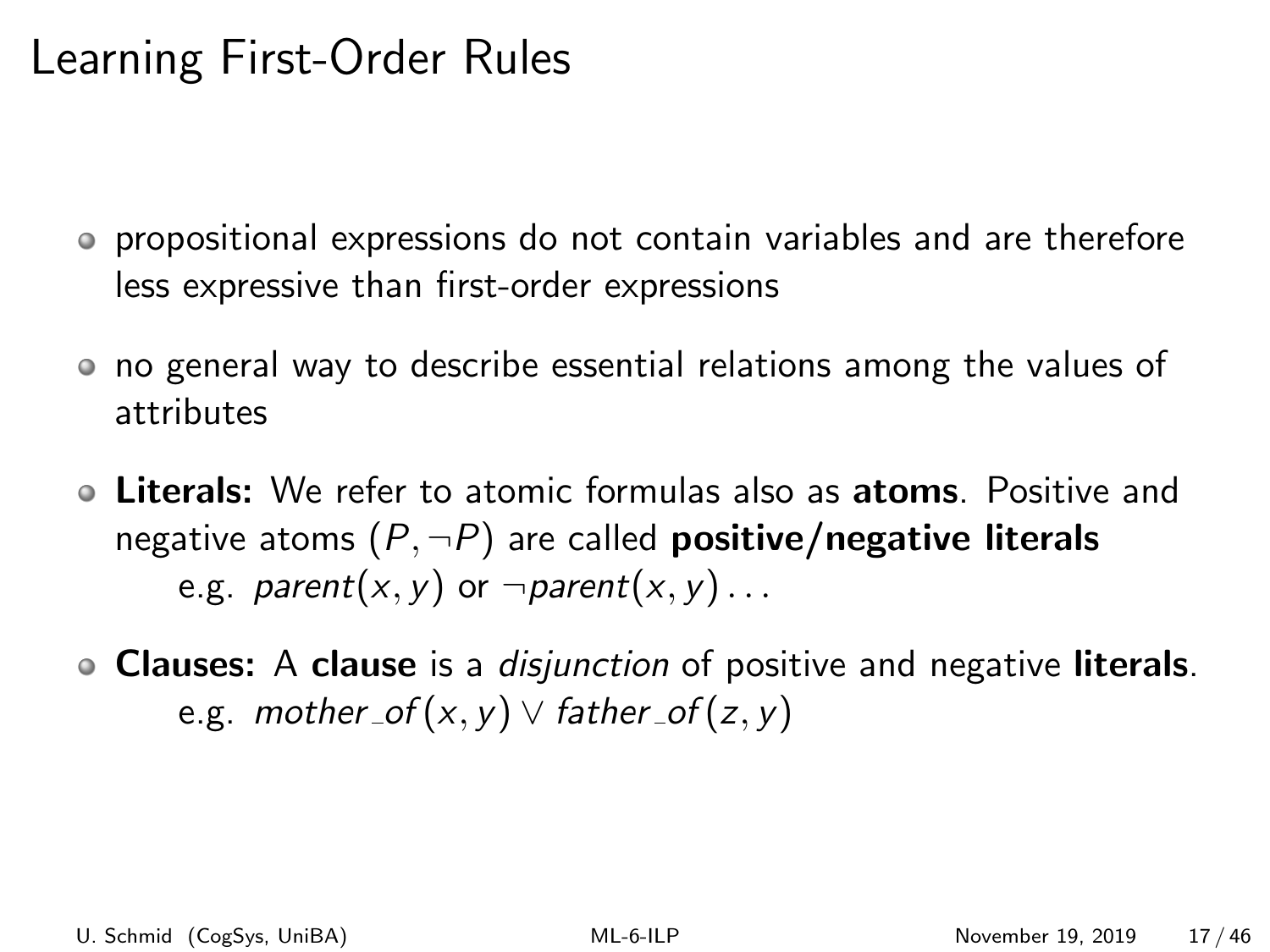# Learning First-Order Rules

- propositional expressions do not contain variables and are therefore less expressive than first-order expressions
- no general way to describe essential relations among the values of attributes
- **Literals:** We refer to atomic formulas also as **atoms**. Positive and negative atoms ($P, \neg P$) are called **positive/negative literals**
  e.g. $parent(x, y)$ or $\neg parent(x, y) \ldots$
- **Clauses:** A **clause** is a *disjunction* of positive and negative **literals**.
  e.g. $mother\_of(x, y) \vee father\_of(z, y)$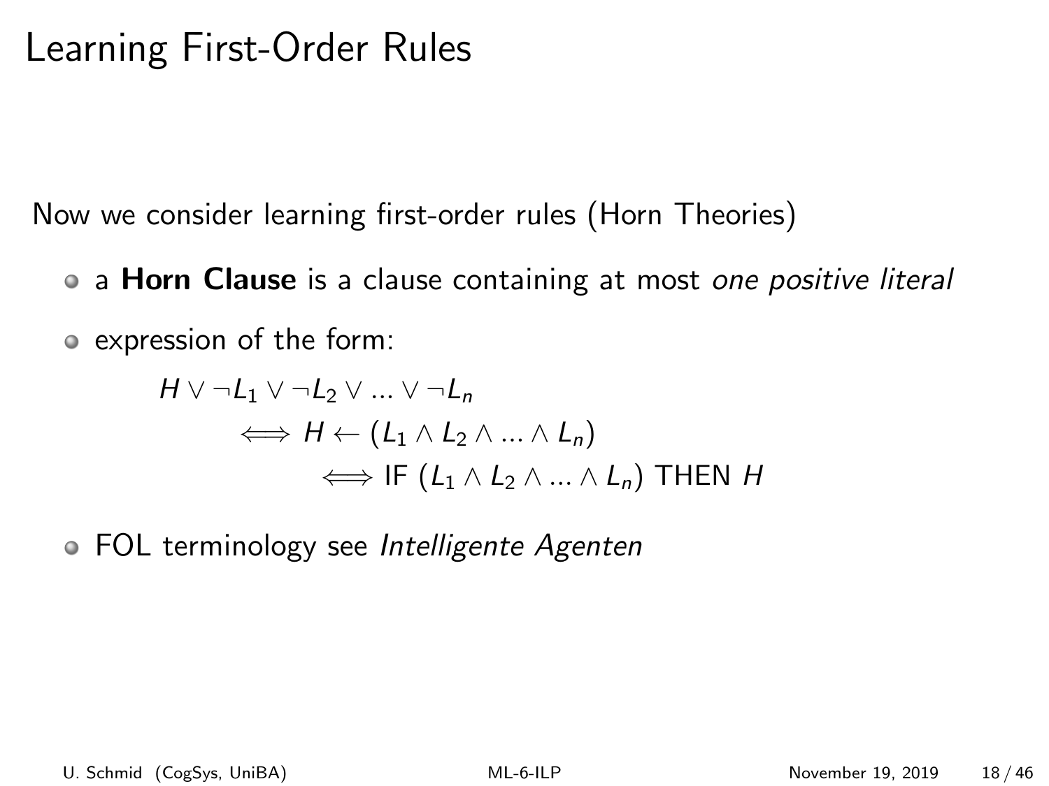# Learning First-Order Rules

Now we consider learning first-order rules (Horn Theories)

- a **Horn Clause** is a clause containing at most *one positive literal*
- expression of the form:

$$
\begin{aligned}
& H \vee \neg L_1 \vee \neg L_2 \vee ... \vee \neg L_n \\
& \qquad \iff H \leftarrow (L_1 \wedge L_2 \wedge ... \wedge L_n) \\
& \qquad\qquad \iff \text{IF } (L_1 \wedge L_2 \wedge ... \wedge L_n) \text{ THEN } H
\end{aligned}
$$

- FOL terminology see *Intelligente Agenten*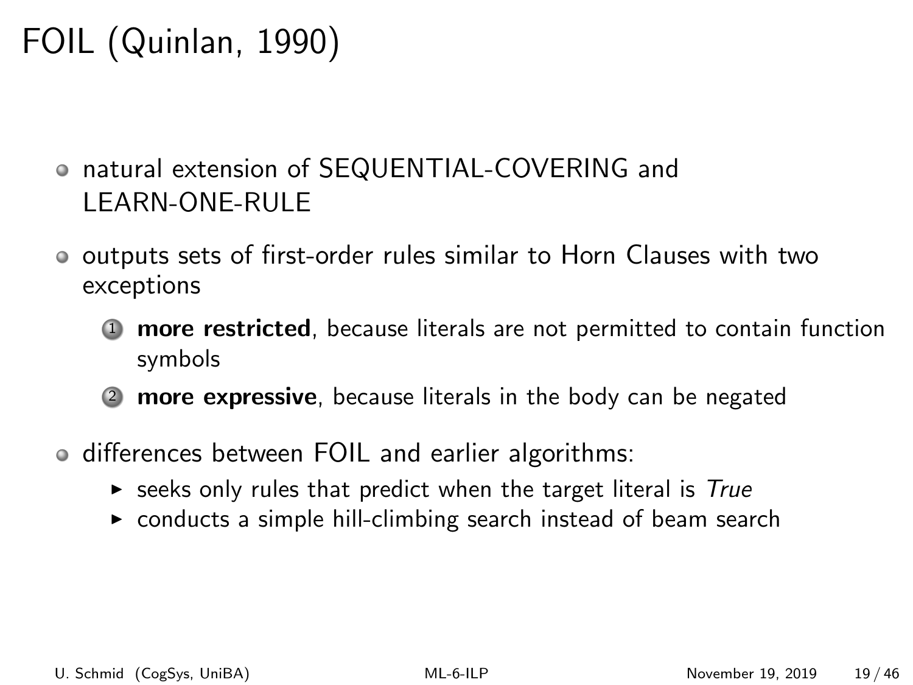# FOIL (Quinlan, 1990)

- natural extension of SEQUENTIAL-COVERING and LEARN-ONE-RULE
- outputs sets of first-order rules similar to Horn Clauses with two exceptions
  1. **more restricted**, because literals are not permitted to contain function symbols
  2. **more expressive**, because literals in the body can be negated
- differences between FOIL and earlier algorithms:
  - seeks only rules that predict when the target literal is *True*
  - conducts a simple hill-climbing search instead of beam search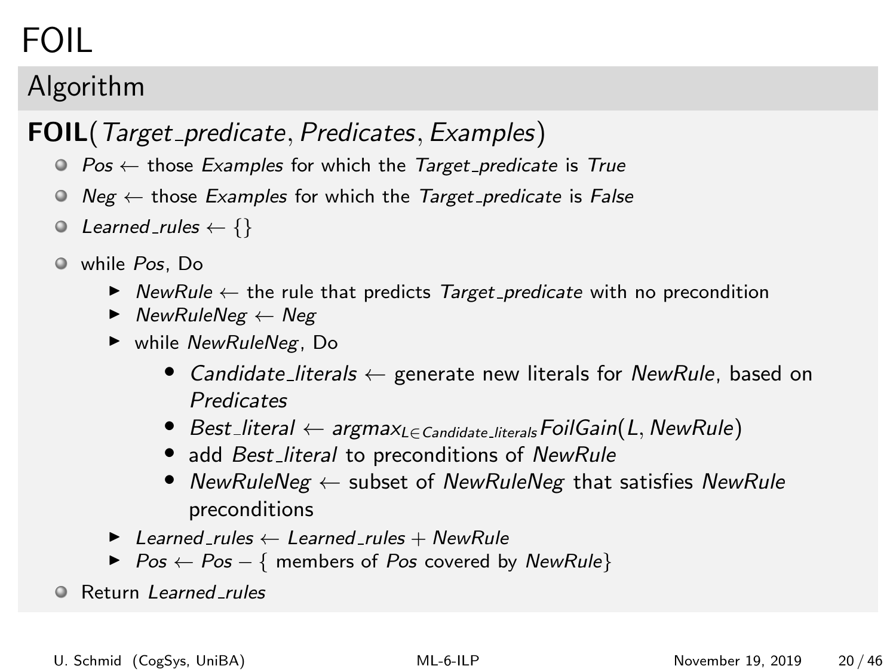# FOIL

## Algorithm

**FOIL**(*Target_predicate*, *Predicates*, *Examples*)

- *Pos* ← those *Examples* for which the *Target_predicate* is *True*
- *Neg* ← those *Examples* for which the *Target_predicate* is *False*
- *Learned_rules* ← {}
- while *Pos*, Do
  - *NewRule* ← the rule that predicts *Target_predicate* with no precondition
  - *NewRuleNeg* ← *Neg*
  - while *NewRuleNeg*, Do
    - *Candidate_literals* ← generate new literals for *NewRule*, based on *Predicates*
    - *Best_literal* ← $argmax_{L \in Candidate\_literals} FoilGain(L, NewRule)$
    - add *Best_literal* to preconditions of *NewRule*
    - *NewRuleNeg* ← subset of *NewRuleNeg* that satisfies *NewRule* preconditions
  - *Learned_rules* ← *Learned_rules* + *NewRule*
  - *Pos* ← *Pos* − { members of *Pos* covered by *NewRule*}
- Return *Learned_rules*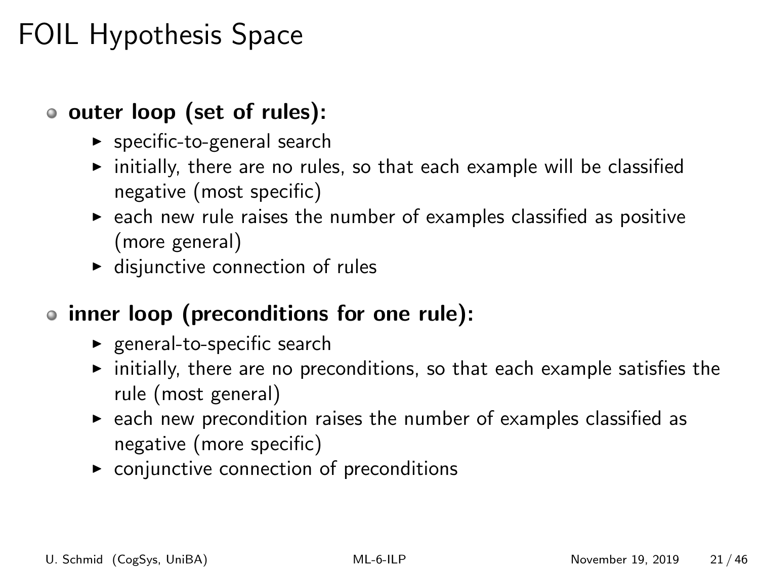# FOIL Hypothesis Space

- **outer loop (set of rules):**
  - specific-to-general search
  - initially, there are no rules, so that each example will be classified negative (most specific)
  - each new rule raises the number of examples classified as positive (more general)
  - disjunctive connection of rules
- **inner loop (preconditions for one rule):**
  - general-to-specific search
  - initially, there are no preconditions, so that each example satisfies the rule (most general)
  - each new precondition raises the number of examples classified as negative (more specific)
  - conjunctive connection of preconditions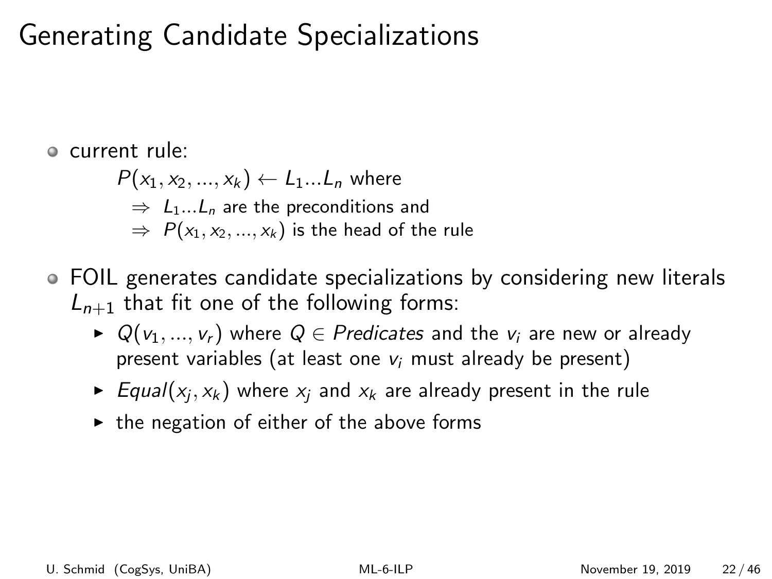# Generating Candidate Specializations

- current rule:

  $P(x_1, x_2, ..., x_k) \leftarrow L_1 ... L_n$ where

  $\Rightarrow$ $L_1 ... L_n$ are the preconditions and

  $\Rightarrow$ $P(x_1, x_2, ..., x_k)$ is the head of the rule

- FOIL generates candidate specializations by considering new literals $L_{n+1}$ that fit one of the following forms:
  - $Q(v_1, ..., v_r)$ where $Q \in Predicates$ and the $v_i$ are new or already present variables (at least one $v_i$ must already be present)
  - $Equal(x_j, x_k)$ where $x_j$ and $x_k$ are already present in the rule
  - the negation of either of the above forms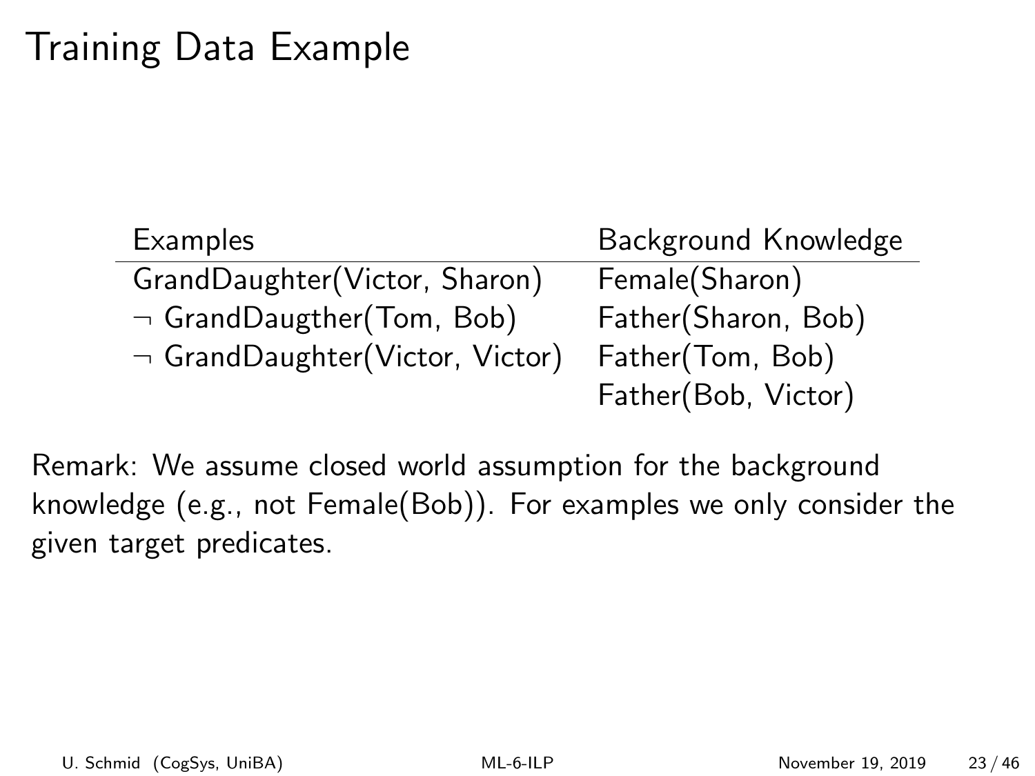# Training Data Example

| Examples | Background Knowledge |
|---|---|
| GrandDaughter(Victor, Sharon) | Female(Sharon) |
| ¬ GrandDaugther(Tom, Bob) | Father(Sharon, Bob) |
| ¬ GrandDaughter(Victor, Victor) | Father(Tom, Bob) |
| | Father(Bob, Victor) |

Remark: We assume closed world assumption for the background knowledge (e.g., not Female(Bob)). For examples we only consider the given target predicates.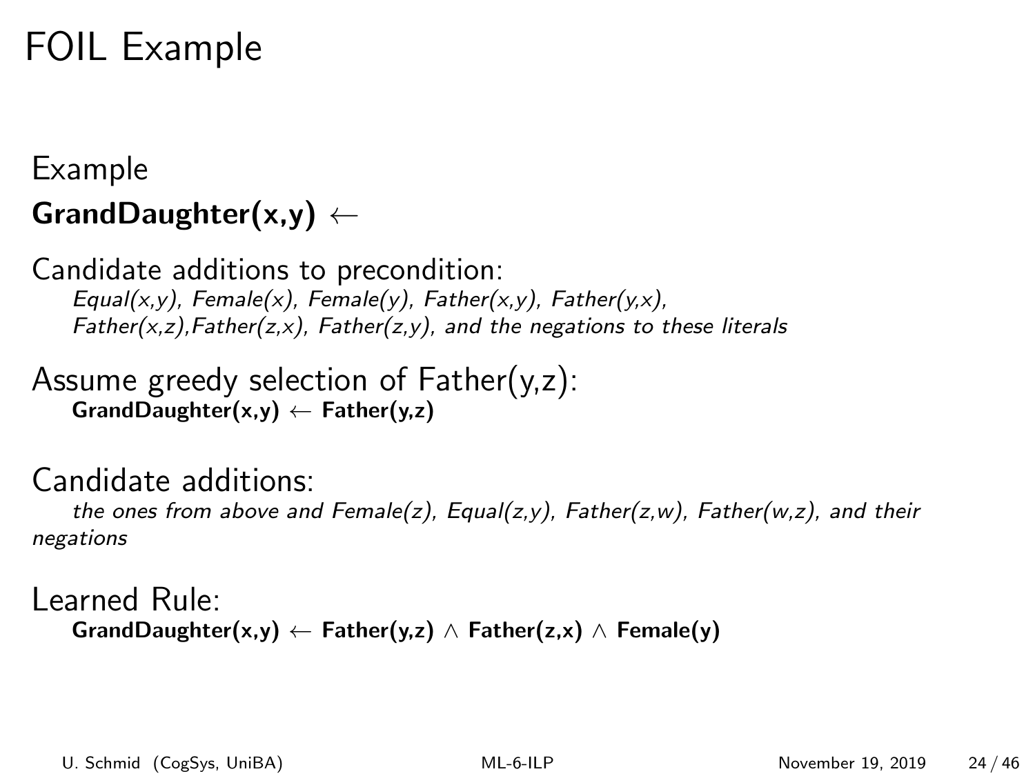# FOIL Example

Example

**GrandDaughter(x,y)** $\leftarrow$

Candidate additions to precondition:

*Equal(x,y), Female(x), Female(y), Father(x,y), Father(y,x), Father(x,z),Father(z,x), Father(z,y), and the negations to these literals*

Assume greedy selection of Father(y,z):

**GrandDaughter(x,y)** $\leftarrow$ **Father(y,z)**

Candidate additions:

*the ones from above and Female(z), Equal(z,y), Father(z,w), Father(w,z), and their negations*

Learned Rule:

**GrandDaughter(x,y)** $\leftarrow$ **Father(y,z)** $\wedge$ **Father(z,x)** $\wedge$ **Female(y)**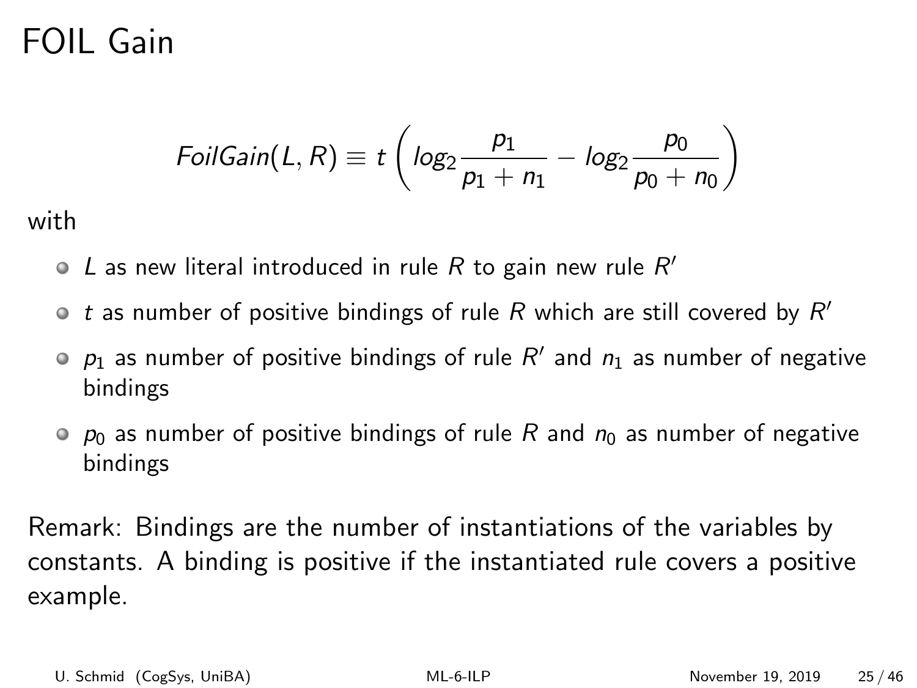# FOIL Gain

$$FoilGain(L, R) \equiv t \left( log_2 \frac{p_1}{p_1 + n_1} - log_2 \frac{p_0}{p_0 + n_0} \right)$$

with

- $L$ as new literal introduced in rule $R$ to gain new rule $R'$
- $t$ as number of positive bindings of rule $R$ which are still covered by $R'$
- $p_1$ as number of positive bindings of rule $R'$ and $n_1$ as number of negative bindings
- $p_0$ as number of positive bindings of rule $R$ and $n_0$ as number of negative bindings

Remark: Bindings are the number of instantiations of the variables by constants. A binding is positive if the instantiated rule covers a positive example.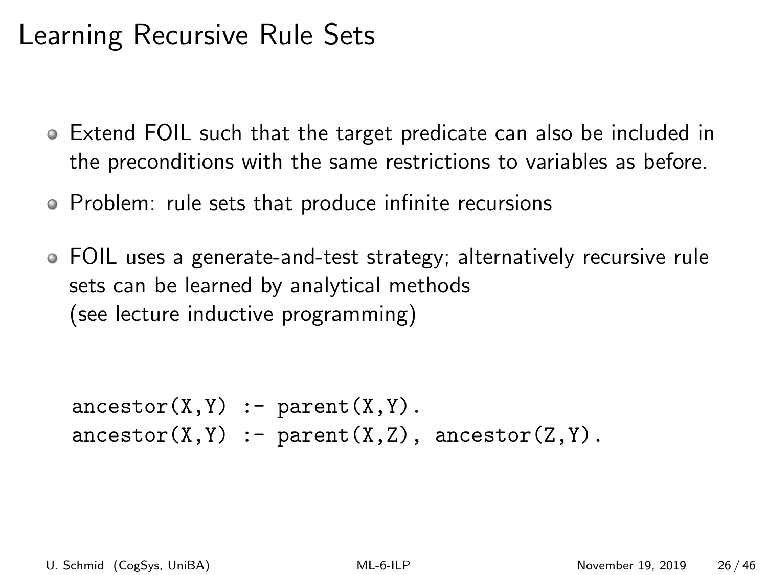# Learning Recursive Rule Sets

- Extend FOIL such that the target predicate can also be included in the preconditions with the same restrictions to variables as before.
- Problem: rule sets that produce infinite recursions
- FOIL uses a generate-and-test strategy; alternatively recursive rule sets can be learned by analytical methods
  (see lecture inductive programming)

```
ancestor(X,Y) :- parent(X,Y).
ancestor(X,Y) :- parent(X,Z), ancestor(Z,Y).
```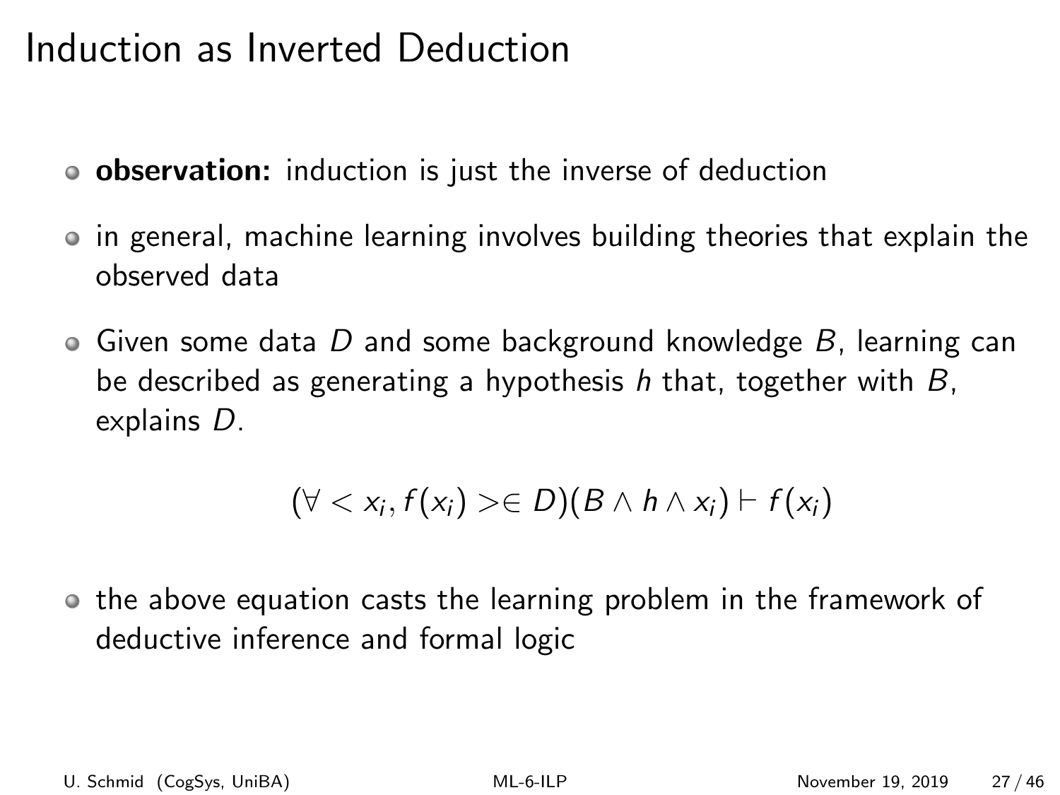# Induction as Inverted Deduction

- **observation:** induction is just the inverse of deduction
- in general, machine learning involves building theories that explain the observed data
- Given some data $D$ and some background knowledge $B$, learning can be described as generating a hypothesis $h$ that, together with $B$, explains $D$.

$$(\forall < x_i, f(x_i) > \in D)(B \wedge h \wedge x_i) \vdash f(x_i)$$

- the above equation casts the learning problem in the framework of deductive inference and formal logic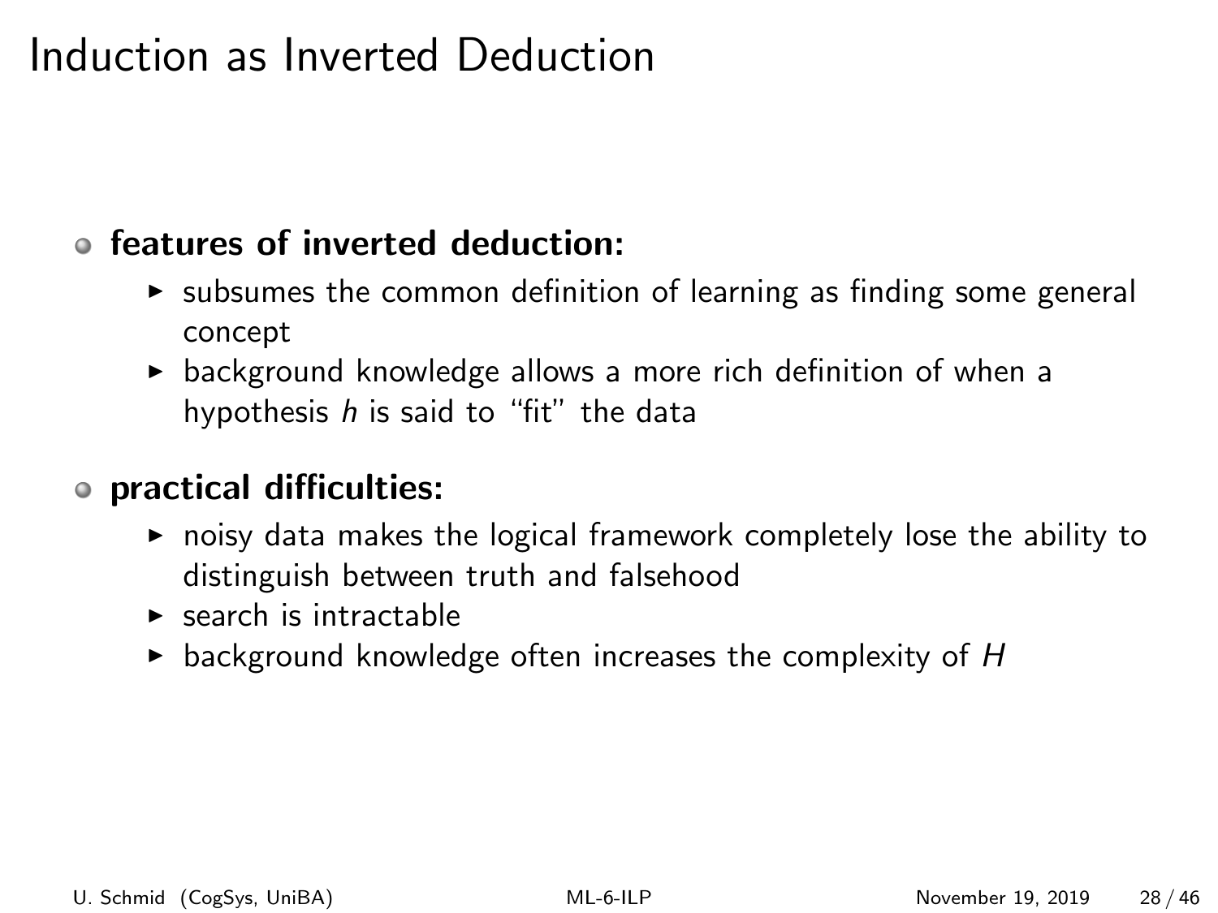# Induction as Inverted Deduction

- **features of inverted deduction:**
  - subsumes the common definition of learning as finding some general concept
  - background knowledge allows a more rich definition of when a hypothesis $h$ is said to "fit" the data
- **practical difficulties:**
  - noisy data makes the logical framework completely lose the ability to distinguish between truth and falsehood
  - search is intractable
  - background knowledge often increases the complexity of $H$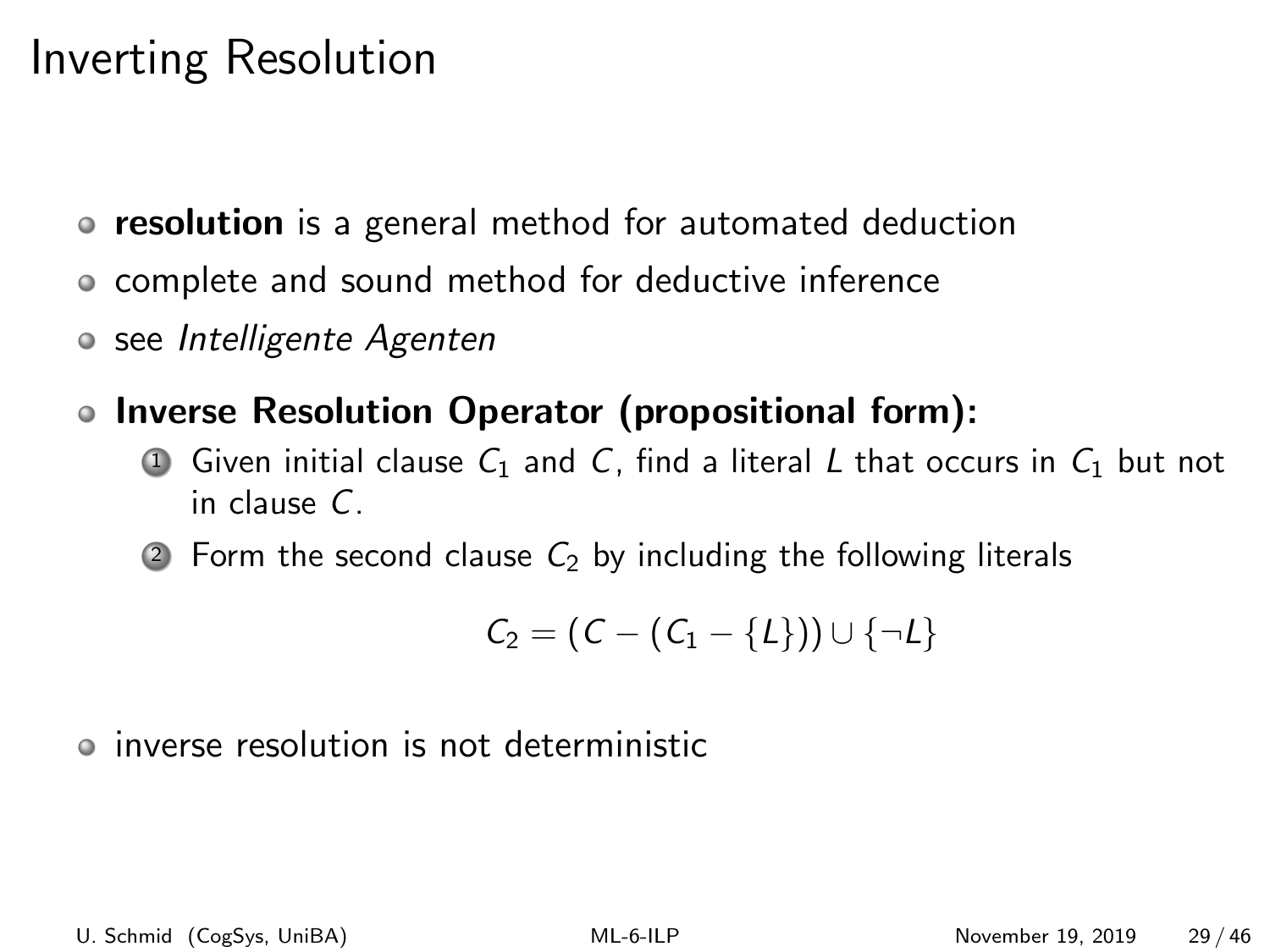# Inverting Resolution

- **resolution** is a general method for automated deduction
- complete and sound method for deductive inference
- see *Intelligente Agenten*
- **Inverse Resolution Operator (propositional form):**
  1. Given initial clause $C_1$ and $C$, find a literal $L$ that occurs in $C_1$ but not in clause $C$.
  2. Form the second clause $C_2$ by including the following literals

$$C_2 = (C - (C_1 - \{L\})) \cup \{\neg L\}$$

- inverse resolution is not deterministic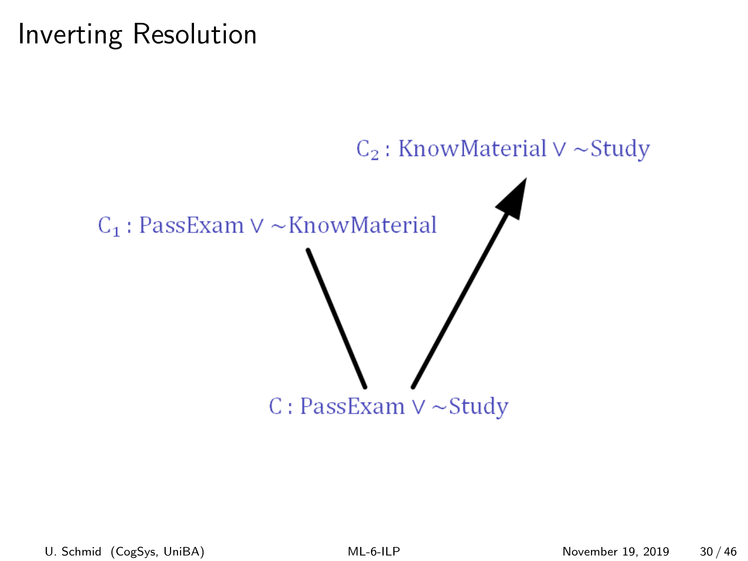# Inverting Resolution

$C_2$ : KnowMaterial ∨ ~Study

$C_1$ : PassExam ∨ ~KnowMaterial

$C$ : PassExam ∨ ~Study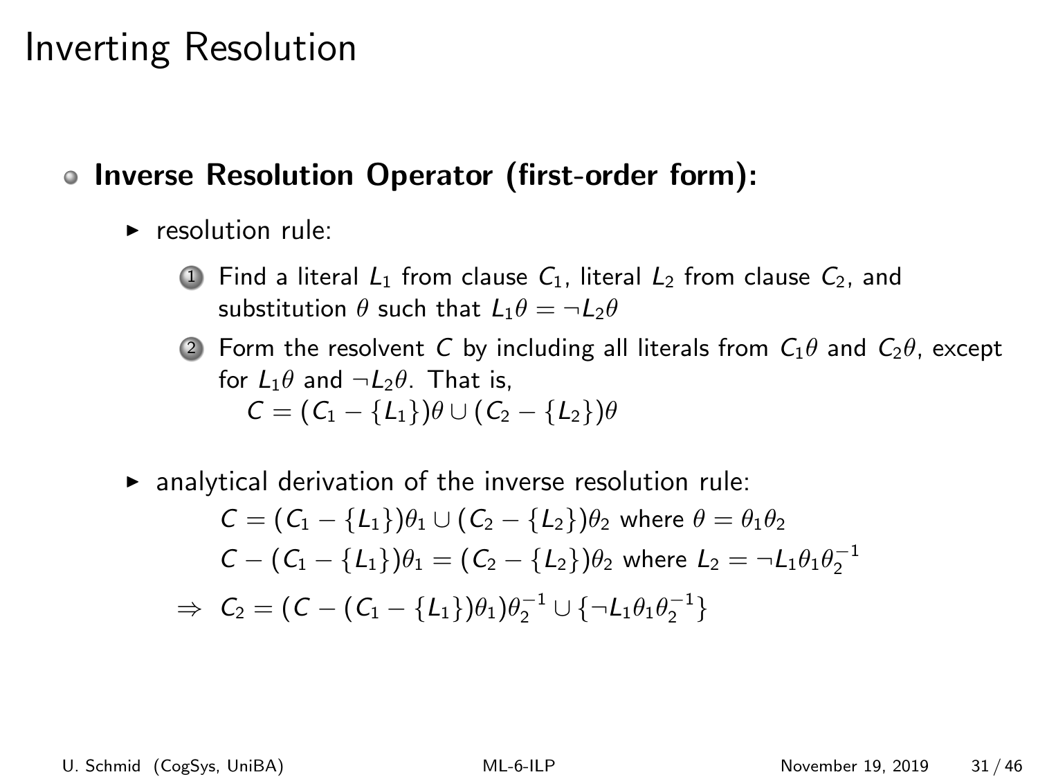# Inverting Resolution

- **Inverse Resolution Operator (first-order form):**
  - resolution rule:
    1. Find a literal $L_1$ from clause $C_1$, literal $L_2$ from clause $C_2$, and substitution $\theta$ such that $L_1\theta = \neg L_2\theta$
    2. Form the resolvent $C$ by including all literals from $C_1\theta$ and $C_2\theta$, except for $L_1\theta$ and $\neg L_2\theta$. That is,
       $C = (C_1 - \{L_1\})\theta \cup (C_2 - \{L_2\})\theta$
  - analytical derivation of the inverse resolution rule:
    $C = (C_1 - \{L_1\})\theta_1 \cup (C_2 - \{L_2\})\theta_2$ where $\theta = \theta_1\theta_2$
    $C - (C_1 - \{L_1\})\theta_1 = (C_2 - \{L_2\})\theta_2$ where $L_2 = \neg L_1\theta_1\theta_2^{-1}$
    $\Rightarrow \; C_2 = (C - (C_1 - \{L_1\})\theta_1)\theta_2^{-1} \cup \{\neg L_1\theta_1\theta_2^{-1}\}$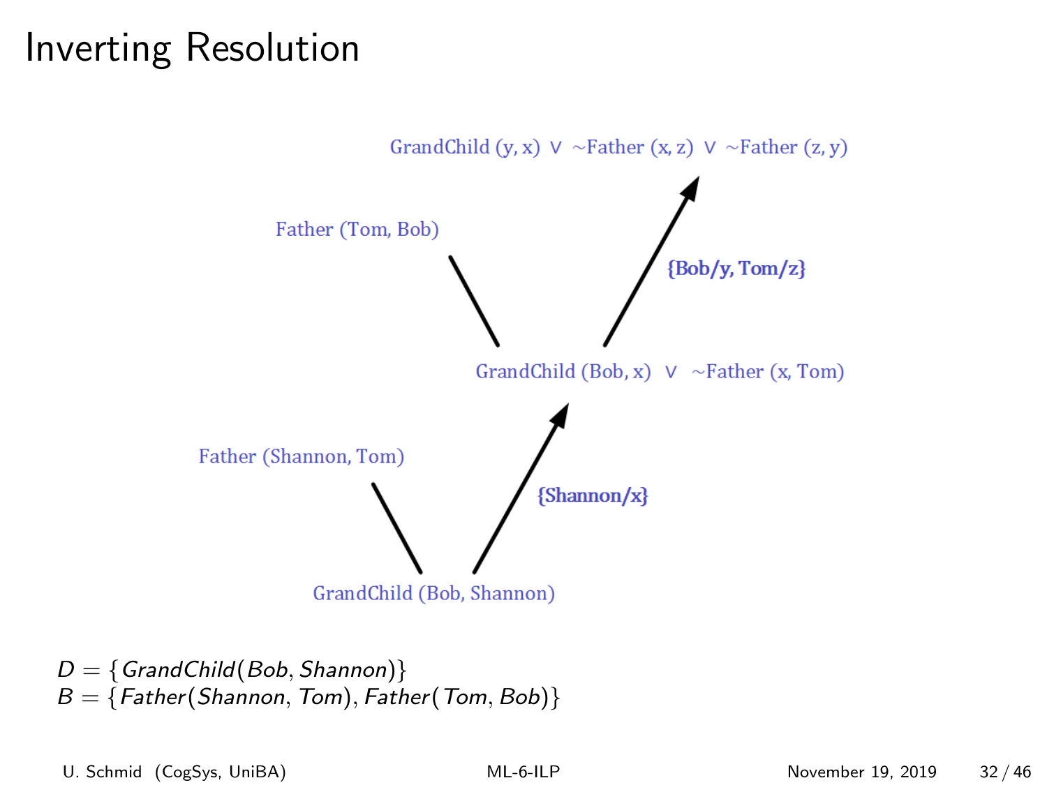# Inverting Resolution

GrandChild (y, x) ∨ ~Father (x, z) ∨ ~Father (z, y)

{Bob/y, Tom/z}

Father (Tom, Bob)

GrandChild (Bob, x) ∨ ~Father (x, Tom)

{Shannon/x}

Father (Shannon, Tom)

GrandChild (Bob, Shannon)

$D = \{GrandChild(Bob, Shannon)\}$
$B = \{Father(Shannon, Tom), Father(Tom, Bob)\}$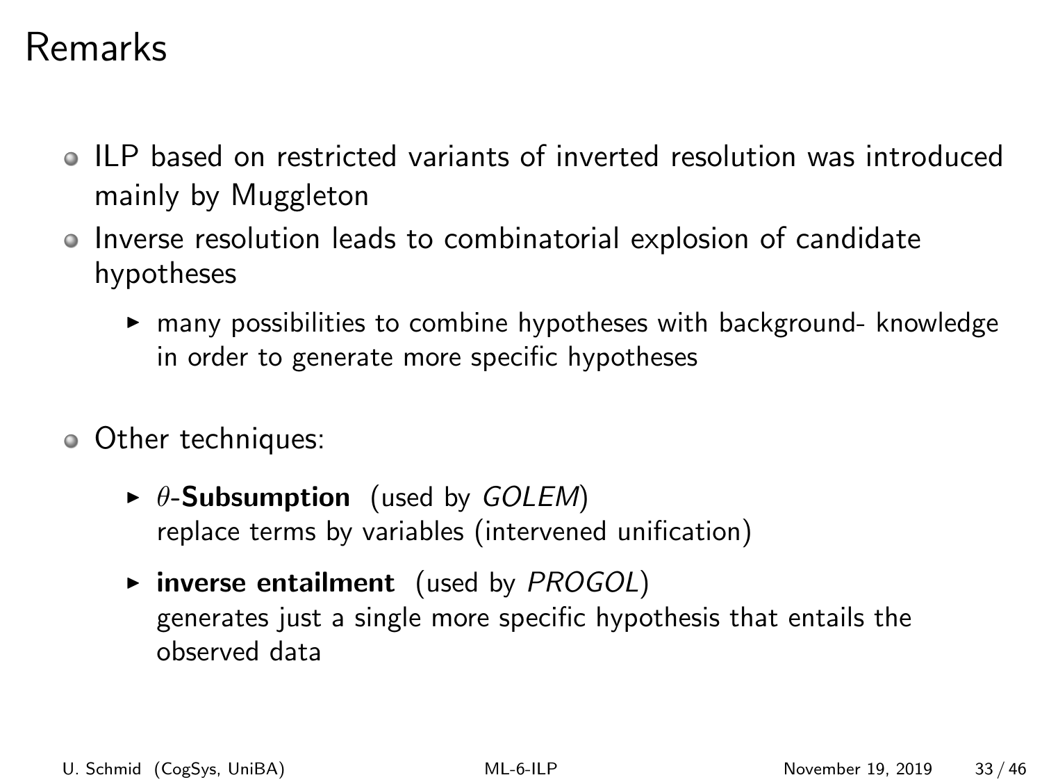# Remarks

- ILP based on restricted variants of inverted resolution was introduced mainly by Muggleton
- Inverse resolution leads to combinatorial explosion of candidate hypotheses
  - many possibilities to combine hypotheses with background- knowledge in order to generate more specific hypotheses
- Other techniques:
  - $\theta$-**Subsumption** (used by *GOLEM*)
    replace terms by variables (intervened unification)
  - **inverse entailment** (used by *PROGOL*)
    generates just a single more specific hypothesis that entails the observed data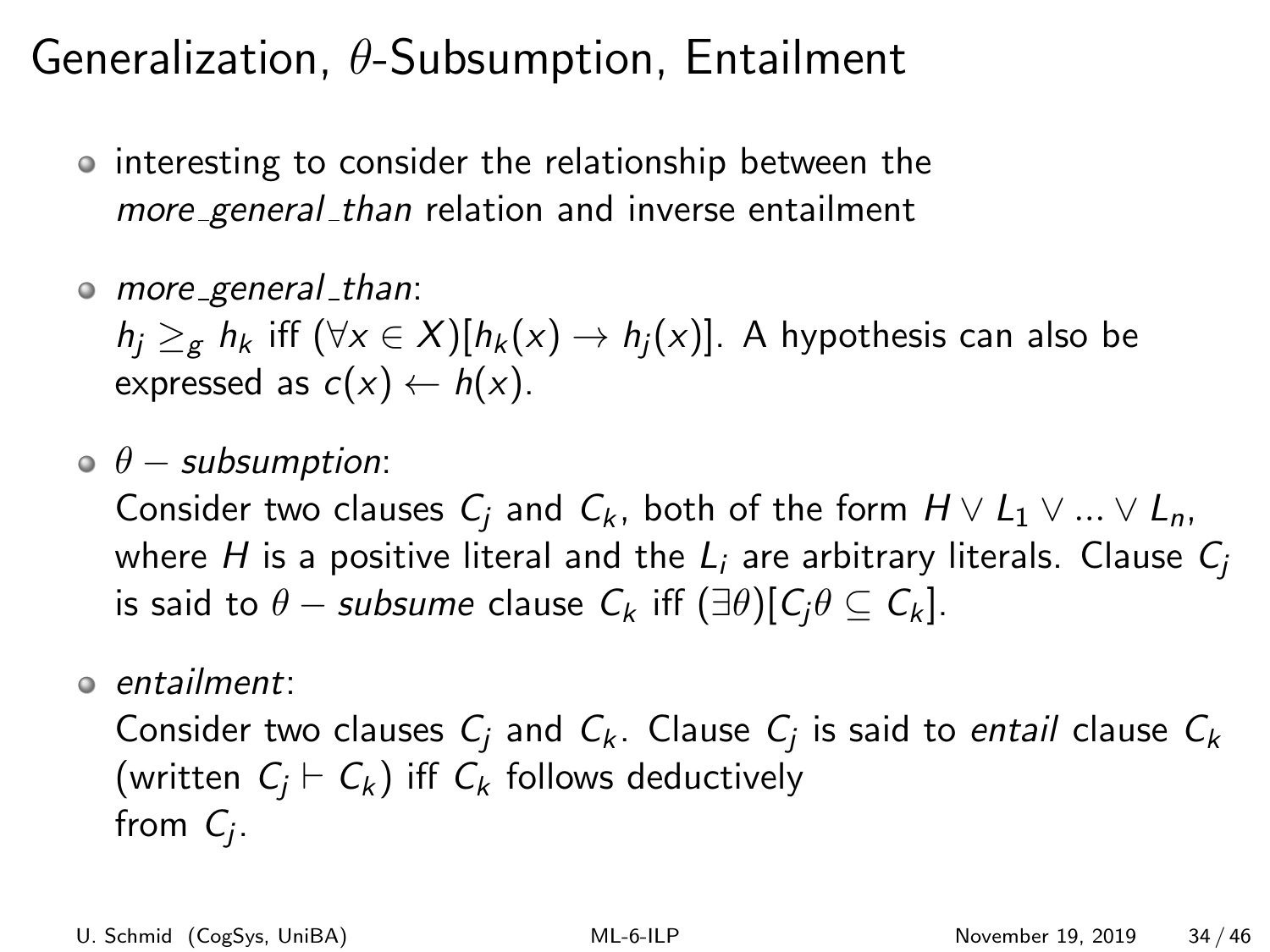# Generalization, $\theta$-Subsumption, Entailment

- interesting to consider the relationship between the *more_general_than* relation and inverse entailment
- *more_general_than*:
  $h_j \geq_g h_k$ iff $(\forall x \in X)[h_k(x) \rightarrow h_j(x)]$. A hypothesis can also be expressed as $c(x) \leftarrow h(x)$.
- $\theta -$ *subsumption*:
  Consider two clauses $C_j$ and $C_k$, both of the form $H \vee L_1 \vee ... \vee L_n$, where $H$ is a positive literal and the $L_i$ are arbitrary literals. Clause $C_j$ is said to $\theta -$ *subsume* clause $C_k$ iff $(\exists \theta)[C_j\theta \subseteq C_k]$.
- *entailment*:
  Consider two clauses $C_j$ and $C_k$. Clause $C_j$ is said to *entail* clause $C_k$ (written $C_j \vdash C_k$) iff $C_k$ follows deductively from $C_j$.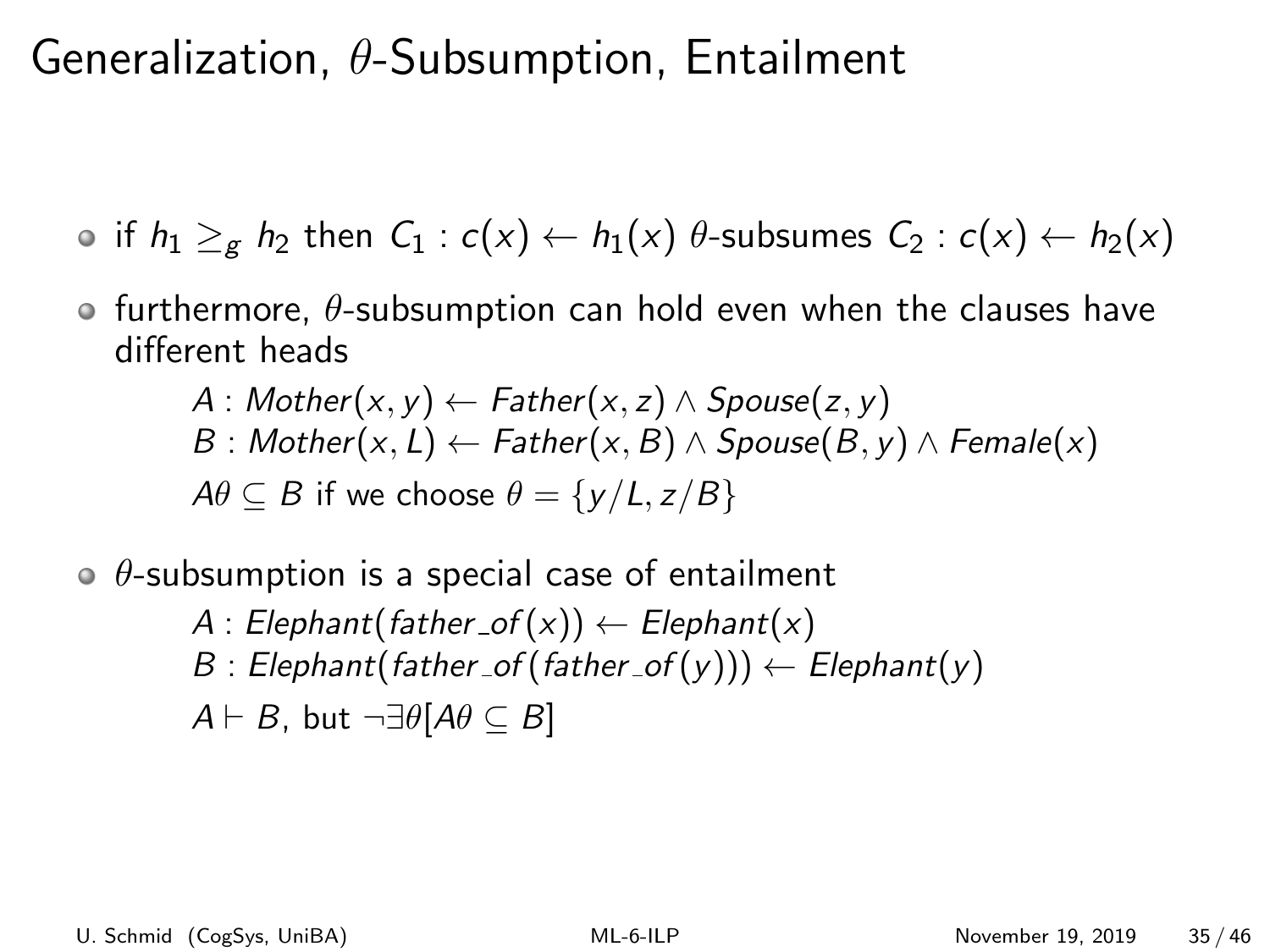# Generalization, $\theta$-Subsumption, Entailment

- if $h_1 \geq_g h_2$ then $C_1 : c(x) \leftarrow h_1(x)$ $\theta$-subsumes $C_2 : c(x) \leftarrow h_2(x)$
- furthermore, $\theta$-subsumption can hold even when the clauses have different heads

  $A : Mother(x, y) \leftarrow Father(x, z) \wedge Spouse(z, y)$
  $B : Mother(x, L) \leftarrow Father(x, B) \wedge Spouse(B, y) \wedge Female(x)$
  $A\theta \subseteq B$ if we choose $\theta = \{y/L, z/B\}$

- $\theta$-subsumption is a special case of entailment

  $A : Elephant(father\_of(x)) \leftarrow Elephant(x)$
  $B : Elephant(father\_of(father\_of(y))) \leftarrow Elephant(y)$
  $A \vdash B$, but $\neg\exists\theta[A\theta \subseteq B]$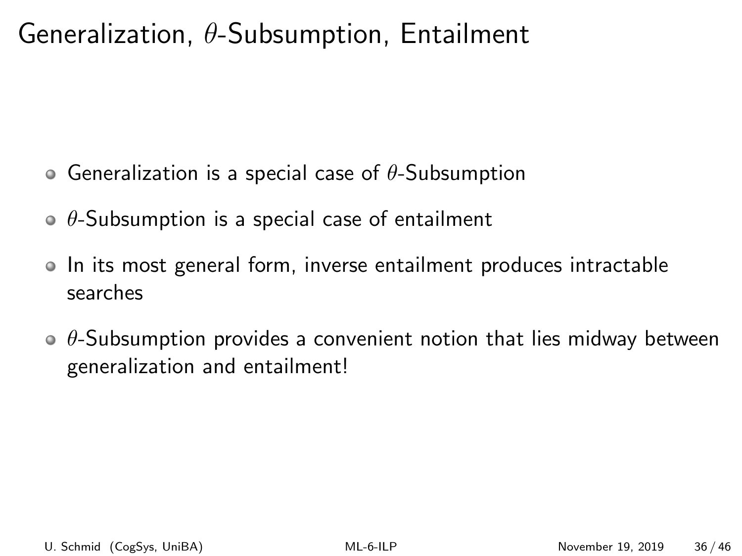# Generalization, $\theta$-Subsumption, Entailment

- Generalization is a special case of $\theta$-Subsumption
- $\theta$-Subsumption is a special case of entailment
- In its most general form, inverse entailment produces intractable searches
- $\theta$-Subsumption provides a convenient notion that lies midway between generalization and entailment!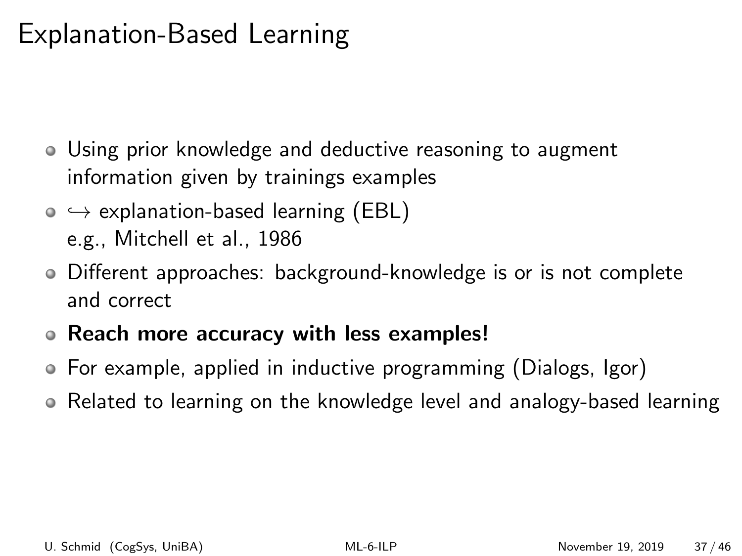# Explanation-Based Learning

- Using prior knowledge and deductive reasoning to augment information given by trainings examples
- $\hookrightarrow$ explanation-based learning (EBL)
  e.g., Mitchell et al., 1986
- Different approaches: background-knowledge is or is not complete and correct
- **Reach more accuracy with less examples!**
- For example, applied in inductive programming (Dialogs, Igor)
- Related to learning on the knowledge level and analogy-based learning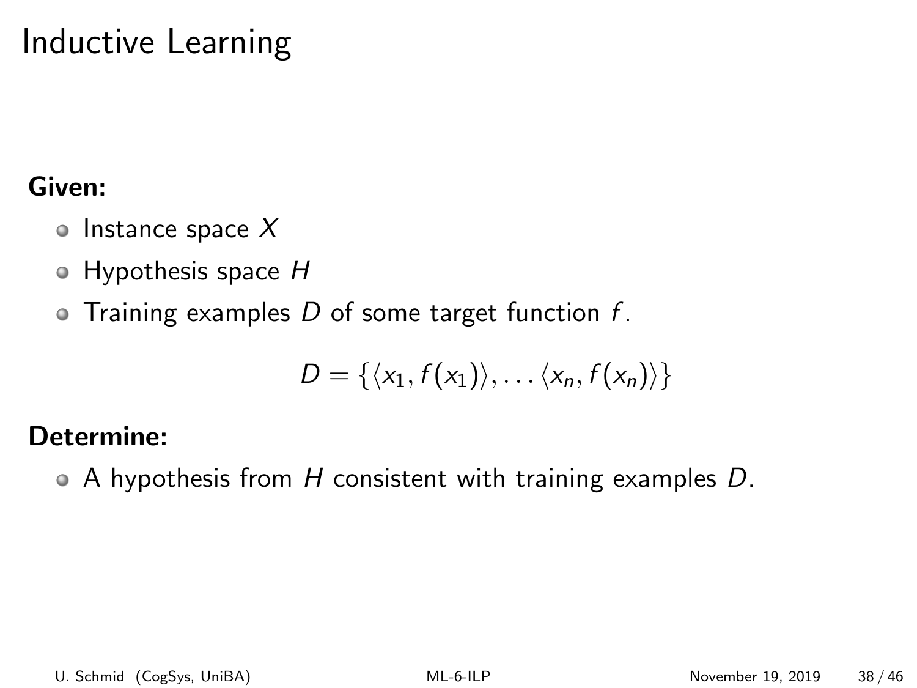# Inductive Learning

**Given:**

- Instance space $X$
- Hypothesis space $H$
- Training examples $D$ of some target function $f$.

$$D = \{\langle x_1, f(x_1)\rangle, \ldots \langle x_n, f(x_n)\rangle\}$$

**Determine:**

- A hypothesis from $H$ consistent with training examples $D$.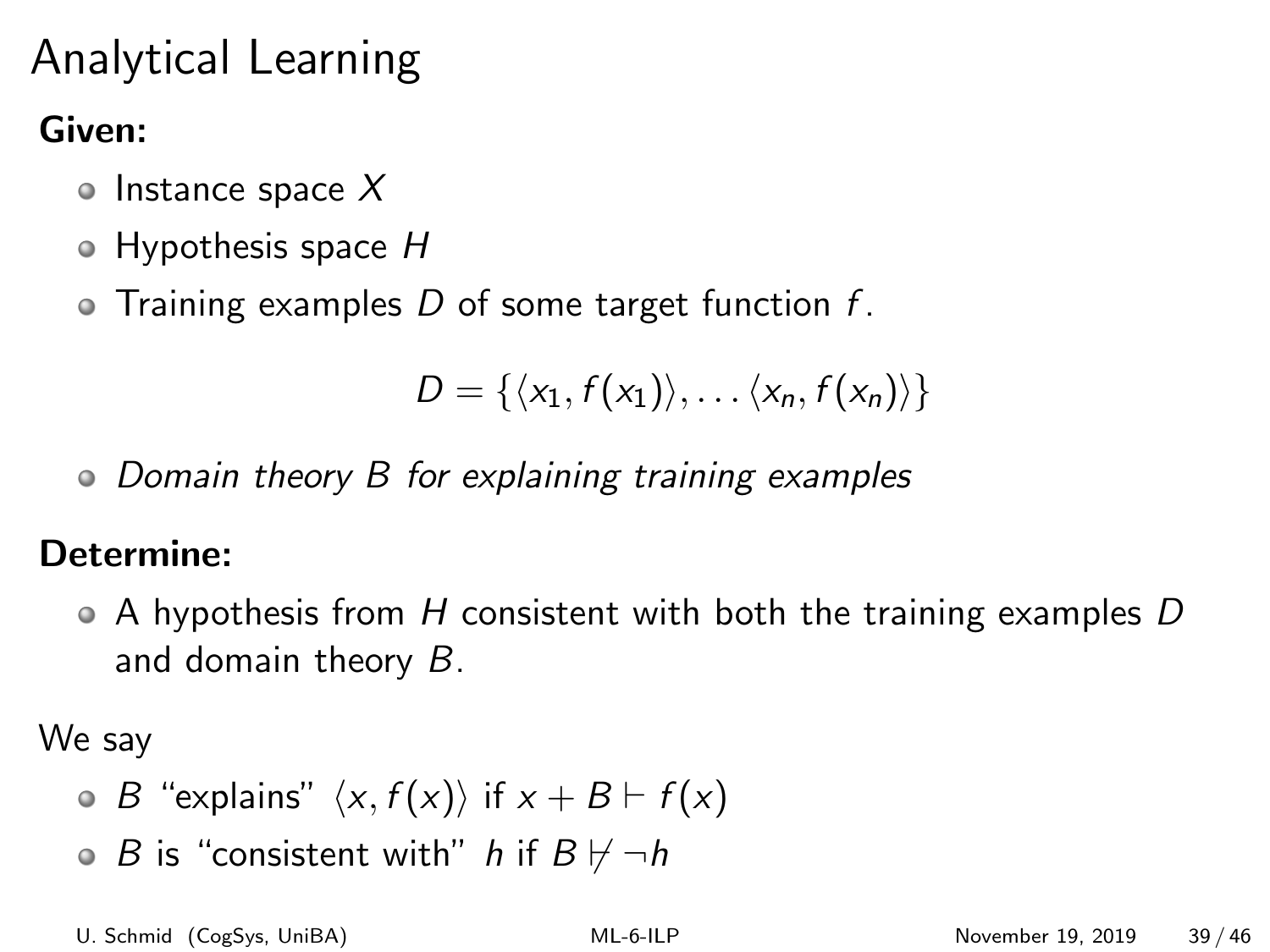# Analytical Learning

**Given:**

- Instance space $X$
- Hypothesis space $H$
- Training examples $D$ of some target function $f$.

$$D = \{\langle x_1, f(x_1)\rangle, \ldots \langle x_n, f(x_n)\rangle\}$$

- *Domain theory $B$ for explaining training examples*

**Determine:**

- A hypothesis from $H$ consistent with both the training examples $D$ and domain theory $B$.

We say

- $B$ "explains" $\langle x, f(x)\rangle$ if $x + B \vdash f(x)$
- $B$ is "consistent with" $h$ if $B \nvdash \neg h$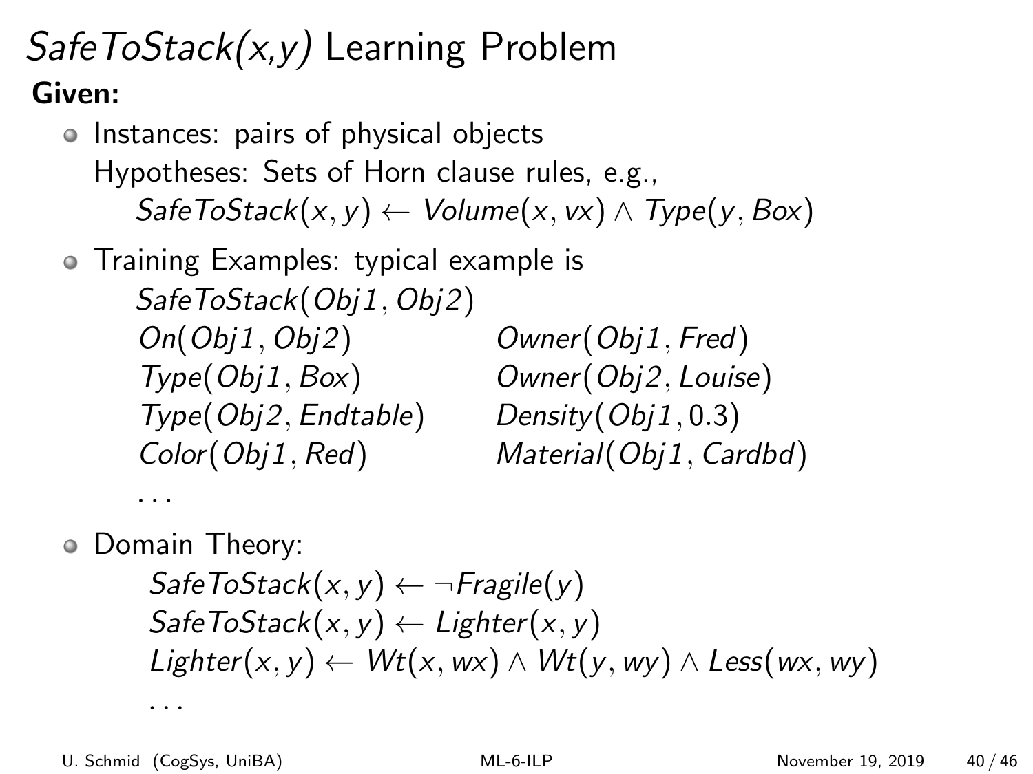# *SafeToStack(x,y)* Learning Problem

**Given:**

- Instances: pairs of physical objects
  Hypotheses: Sets of Horn clause rules, e.g.,
  $SafeToStack(x, y) \leftarrow Volume(x, vx) \wedge Type(y, Box)$
- Training Examples: typical example is
  $SafeToStack(Obj1, Obj2)$
  $On(Obj1, Obj2)$ $\quad$ $Owner(Obj1, Fred)$
  $Type(Obj1, Box)$ $\quad$ $Owner(Obj2, Louise)$
  $Type(Obj2, Endtable)$ $\quad$ $Density(Obj1, 0.3)$
  $Color(Obj1, Red)$ $\quad$ $Material(Obj1, Cardbd)$
  ...
- Domain Theory:
  $SafeToStack(x, y) \leftarrow \neg Fragile(y)$
  $SafeToStack(x, y) \leftarrow Lighter(x, y)$
  $Lighter(x, y) \leftarrow Wt(x, wx) \wedge Wt(y, wy) \wedge Less(wx, wy)$
  ...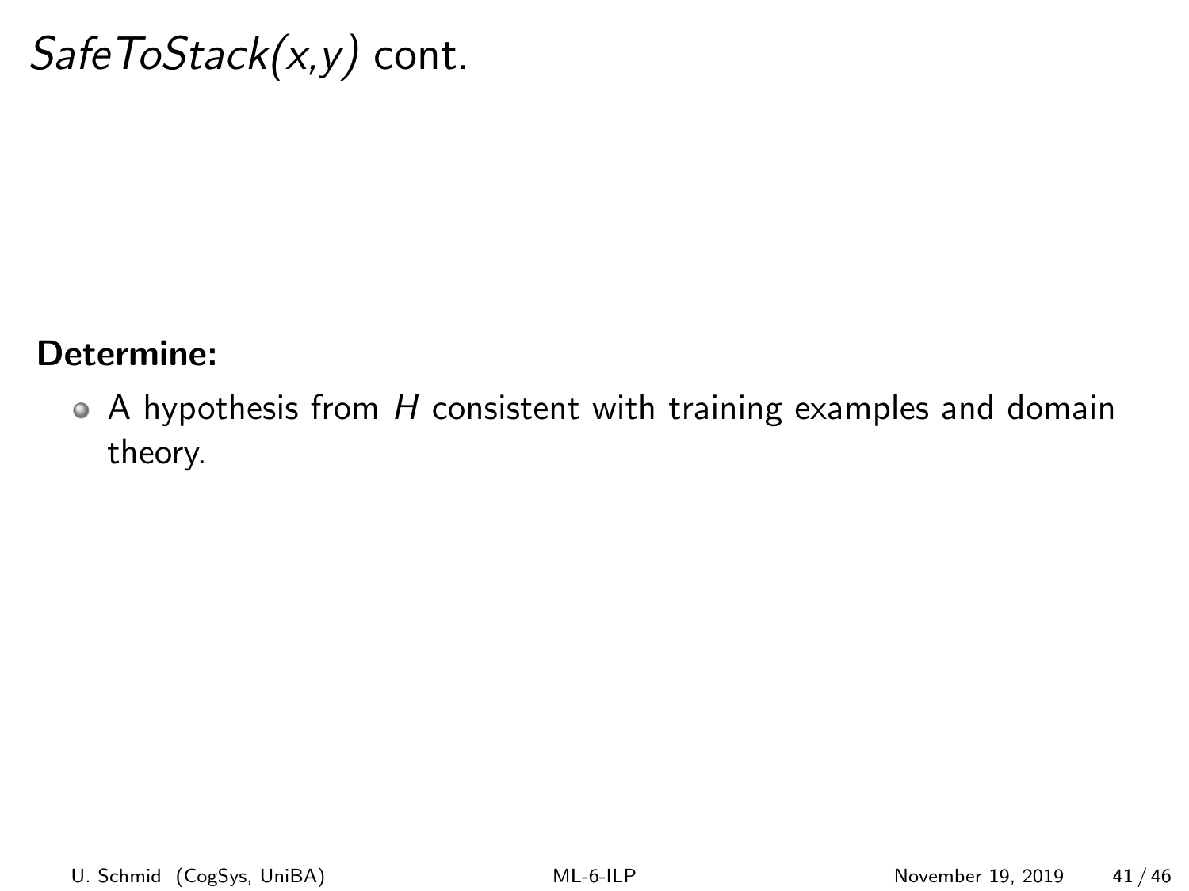# *SafeToStack(x,y)* cont.

**Determine:**

- A hypothesis from $H$ consistent with training examples and domain theory.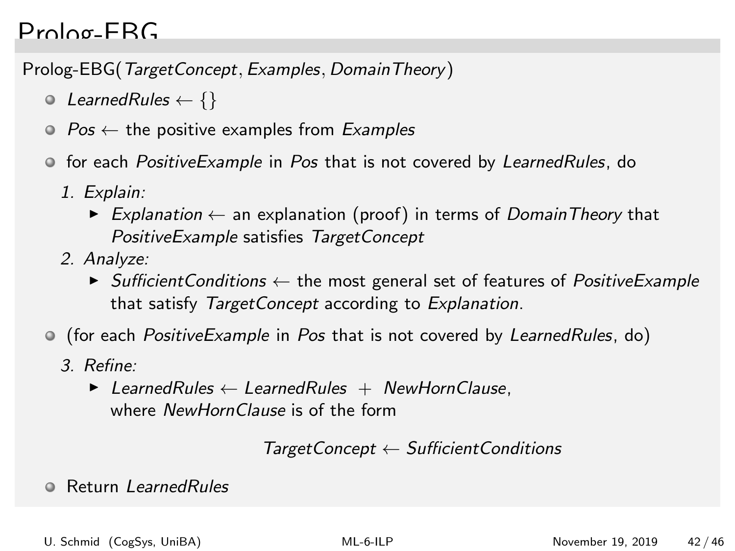# Prolog-EBG

Prolog-EBG(*TargetConcept*, *Examples*, *DomainTheory*)

- *LearnedRules* ← {}
- *Pos* ← the positive examples from *Examples*
- for each *PositiveExample* in *Pos* that is not covered by *LearnedRules*, do

  1. *Explain:*
     - *Explanation* ← an explanation (proof) in terms of *DomainTheory* that *PositiveExample* satisfies *TargetConcept*
  2. *Analyze:*
     - *SufficientConditions* ← the most general set of features of *PositiveExample* that satisfy *TargetConcept* according to *Explanation*.

- (for each *PositiveExample* in *Pos* that is not covered by *LearnedRules*, do)

  3. *Refine:*
     - *LearnedRules* ← *LearnedRules* + *NewHornClause*, where *NewHornClause* is of the form

$$TargetConcept \leftarrow SufficientConditions$$

- Return *LearnedRules*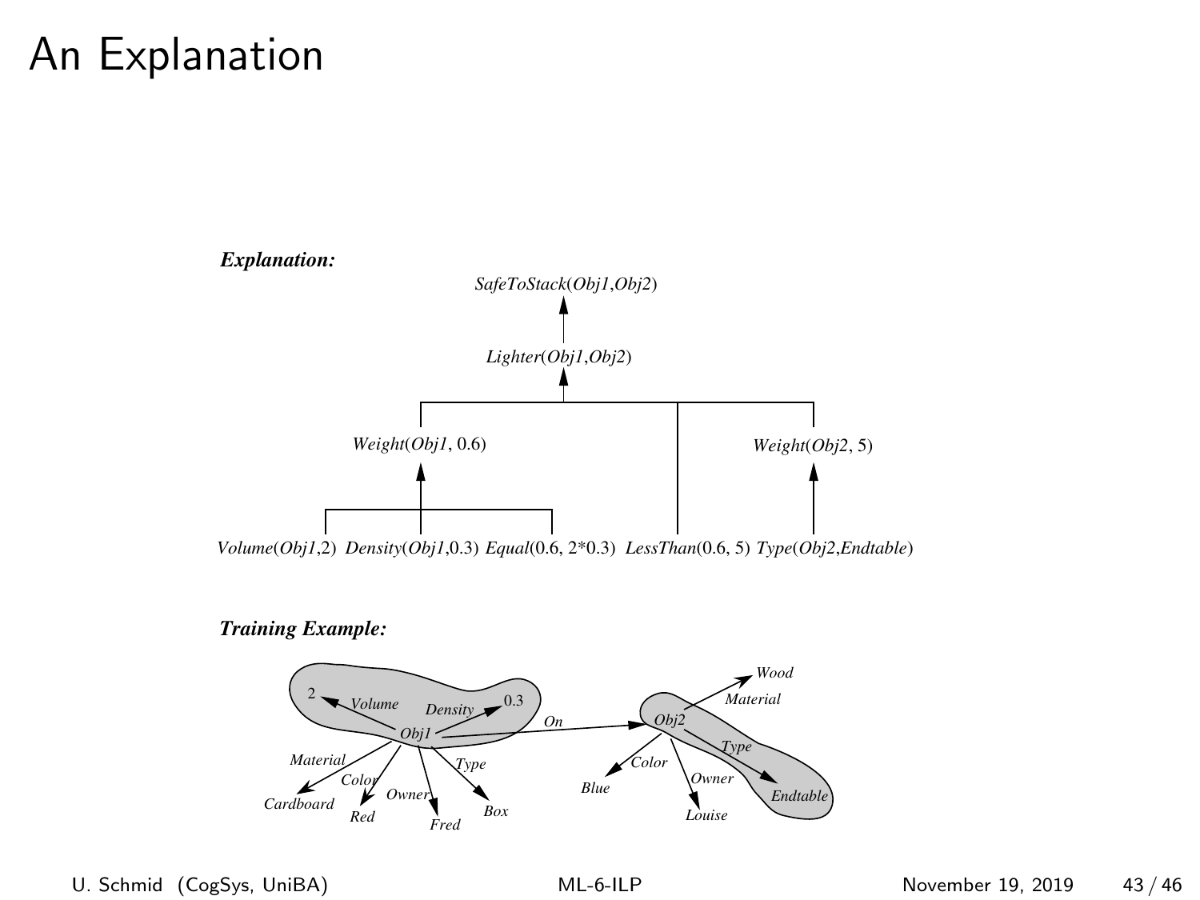# An Explanation

***Explanation:***

*SafeToStack*(*Obj1*,*Obj2*)

*Lighter*(*Obj1*,*Obj2*)

*Weight*(*Obj1*, 0.6)

*Weight*(*Obj2*, 5)

*Volume*(*Obj1*,2) *Density*(*Obj1*,0.3) *Equal*(0.6, 2*0.3) *LessThan*(0.6, 5) *Type*(*Obj2*,*Endtable*)

***Training Example:***

*Obj1*: *Volume* → 2, *Density* → 0.3, *Material* → *Cardboard*, *Color* → *Red*, *Owner* → *Fred*, *Type* → *Box*, *On* → *Obj2*

*Obj2*: *Material* → *Wood*, *Type* → *Endtable*, *Color* → *Blue*, *Owner* → *Louise*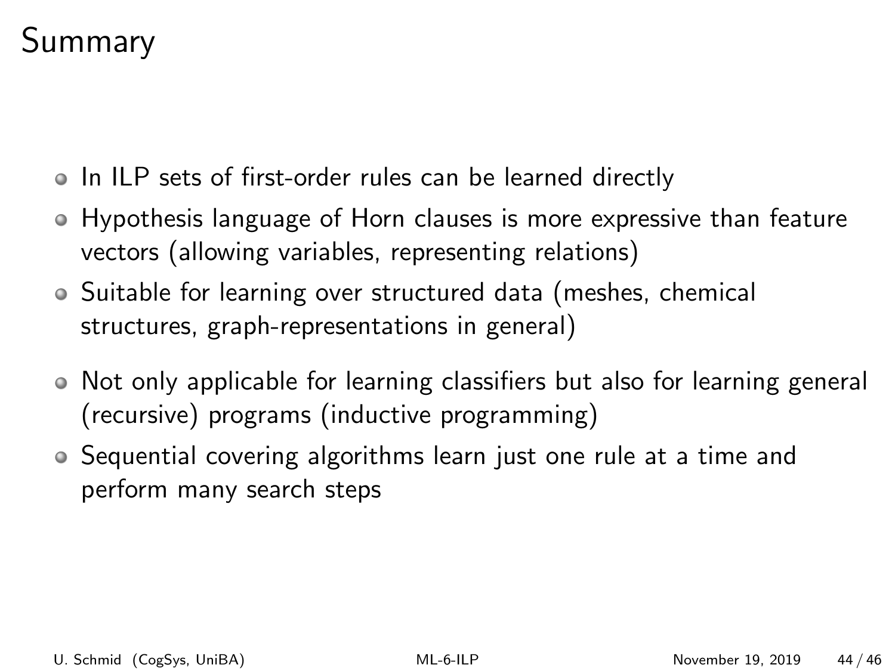# Summary

- In ILP sets of first-order rules can be learned directly
- Hypothesis language of Horn clauses is more expressive than feature vectors (allowing variables, representing relations)
- Suitable for learning over structured data (meshes, chemical structures, graph-representations in general)
- Not only applicable for learning classifiers but also for learning general (recursive) programs (inductive programming)
- Sequential covering algorithms learn just one rule at a time and perform many search steps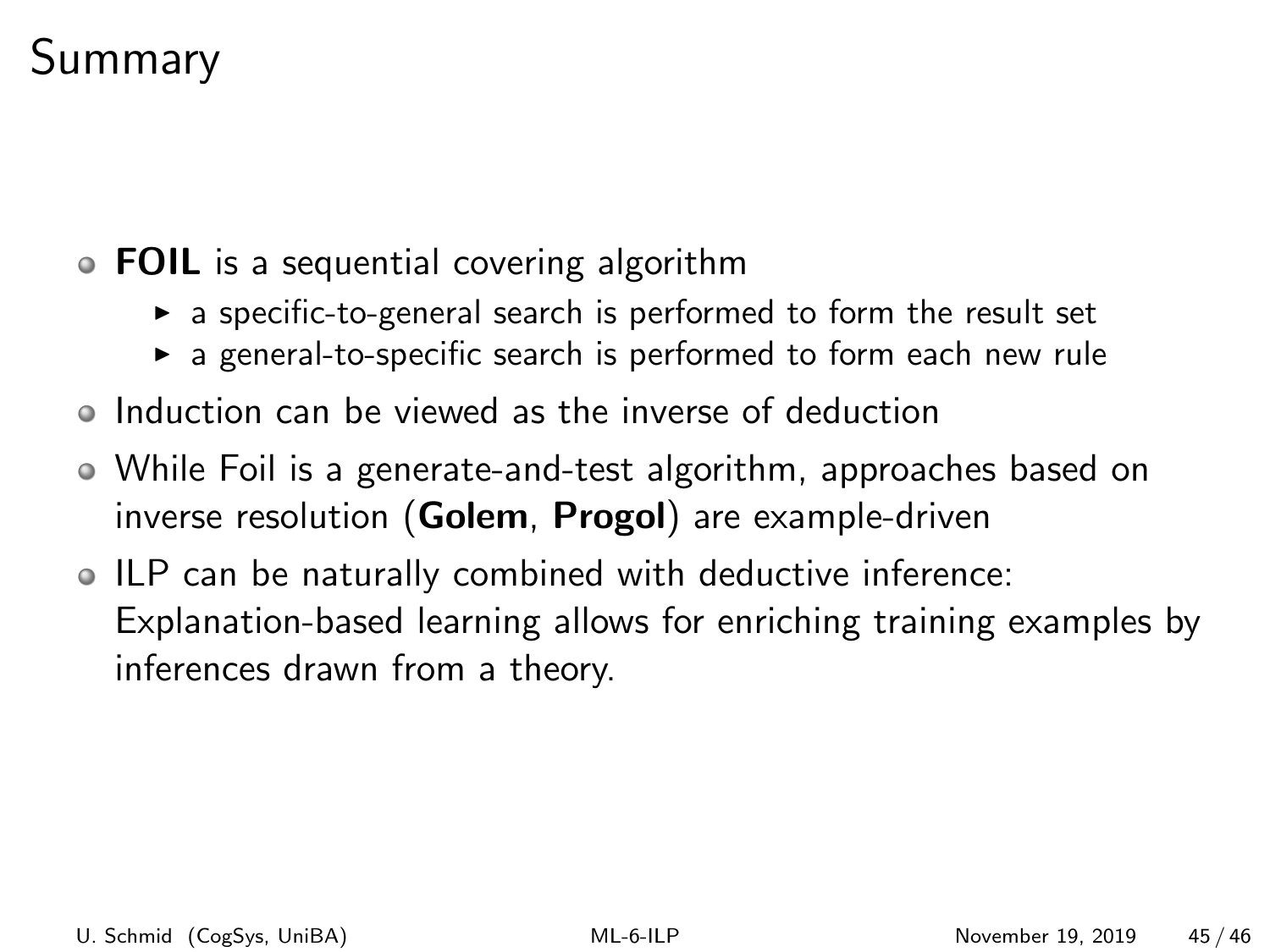# Summary

- **FOIL** is a sequential covering algorithm
  - a specific-to-general search is performed to form the result set
  - a general-to-specific search is performed to form each new rule
- Induction can be viewed as the inverse of deduction
- While Foil is a generate-and-test algorithm, approaches based on inverse resolution (**Golem**, **Progol**) are example-driven
- ILP can be naturally combined with deductive inference: Explanation-based learning allows for enriching training examples by inferences drawn from a theory.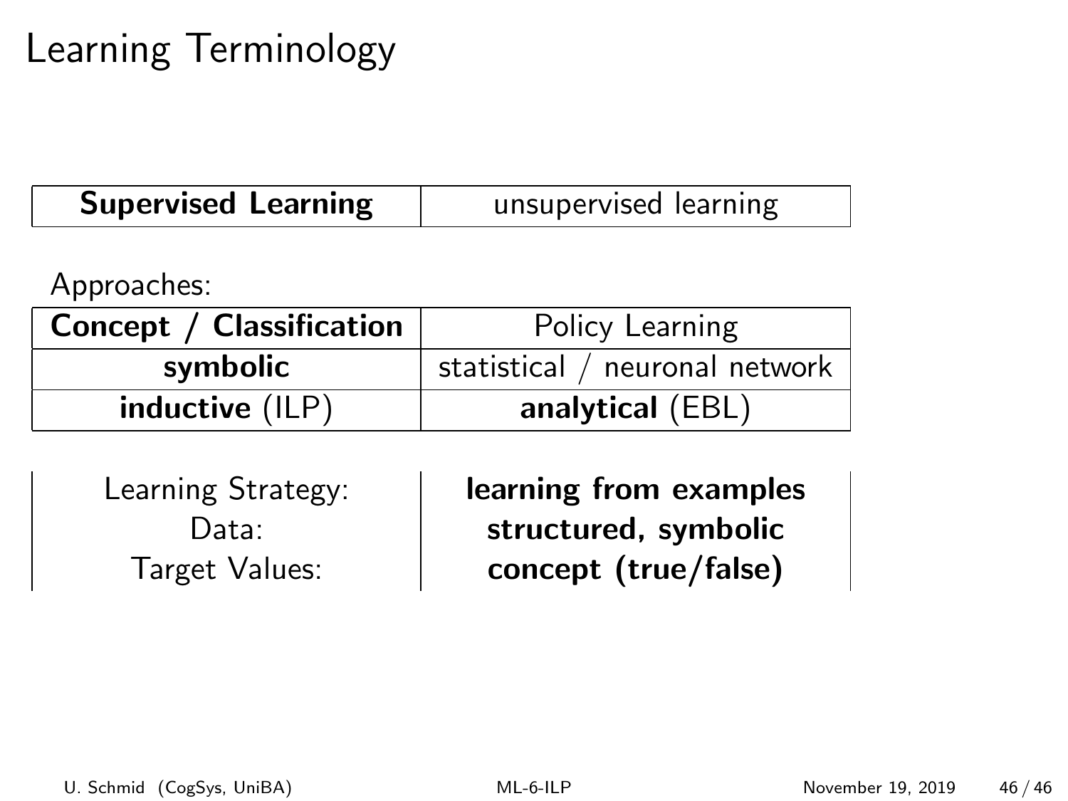# Learning Terminology

| | |
|---|---|
| **Supervised Learning** | unsupervised learning |

Approaches:

| | |
|---|---|
| **Concept / Classification** | Policy Learning |
| **symbolic** | statistical / neuronal network |
| **inductive** (ILP) | **analytical** (EBL) |

| | |
|---|---|
| Learning Strategy: | **learning from examples** |
| Data: | **structured, symbolic** |
| Target Values: | **concept (true/false)** |